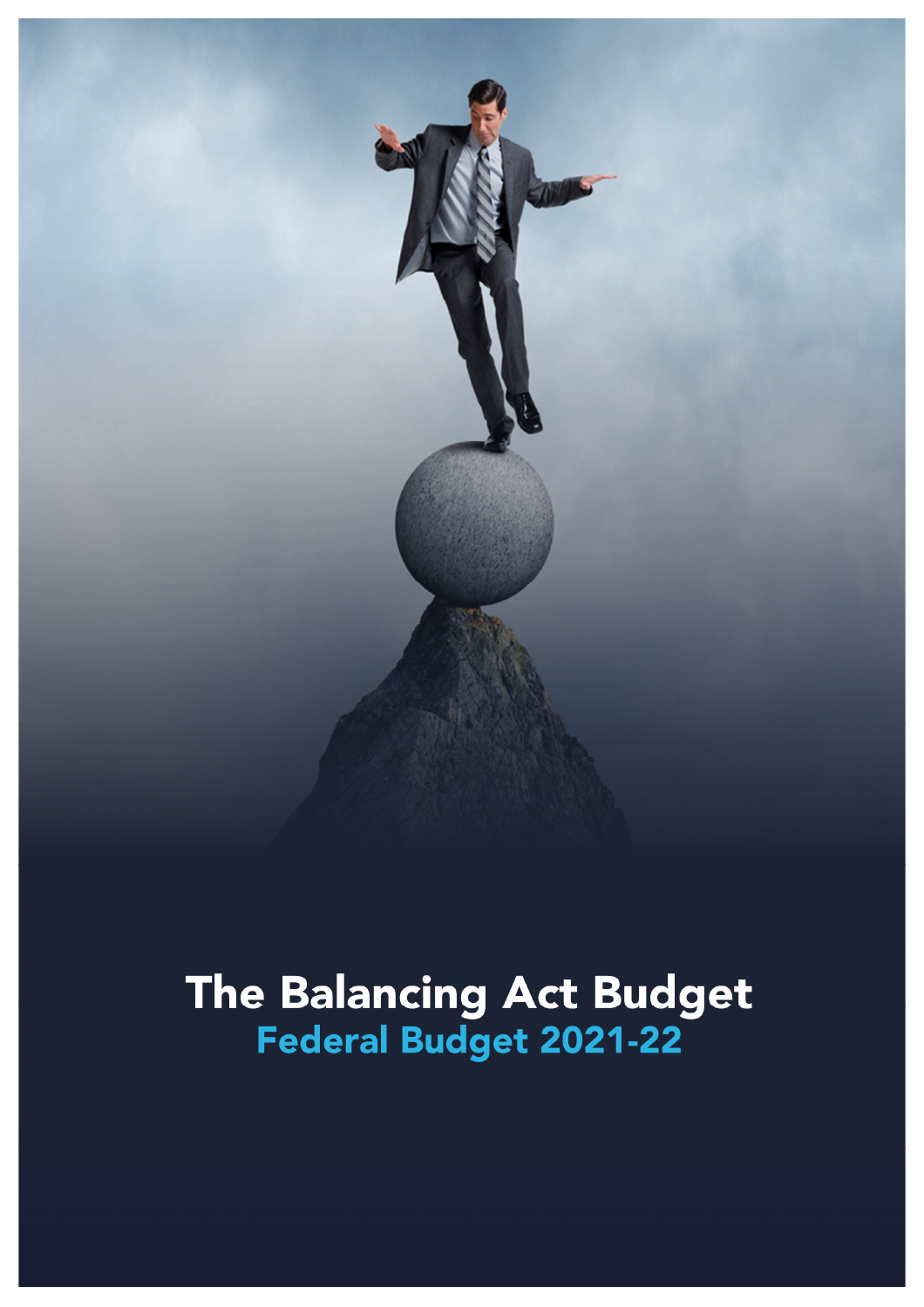# The Balancing Act Budget

## Federal Budget 2021-22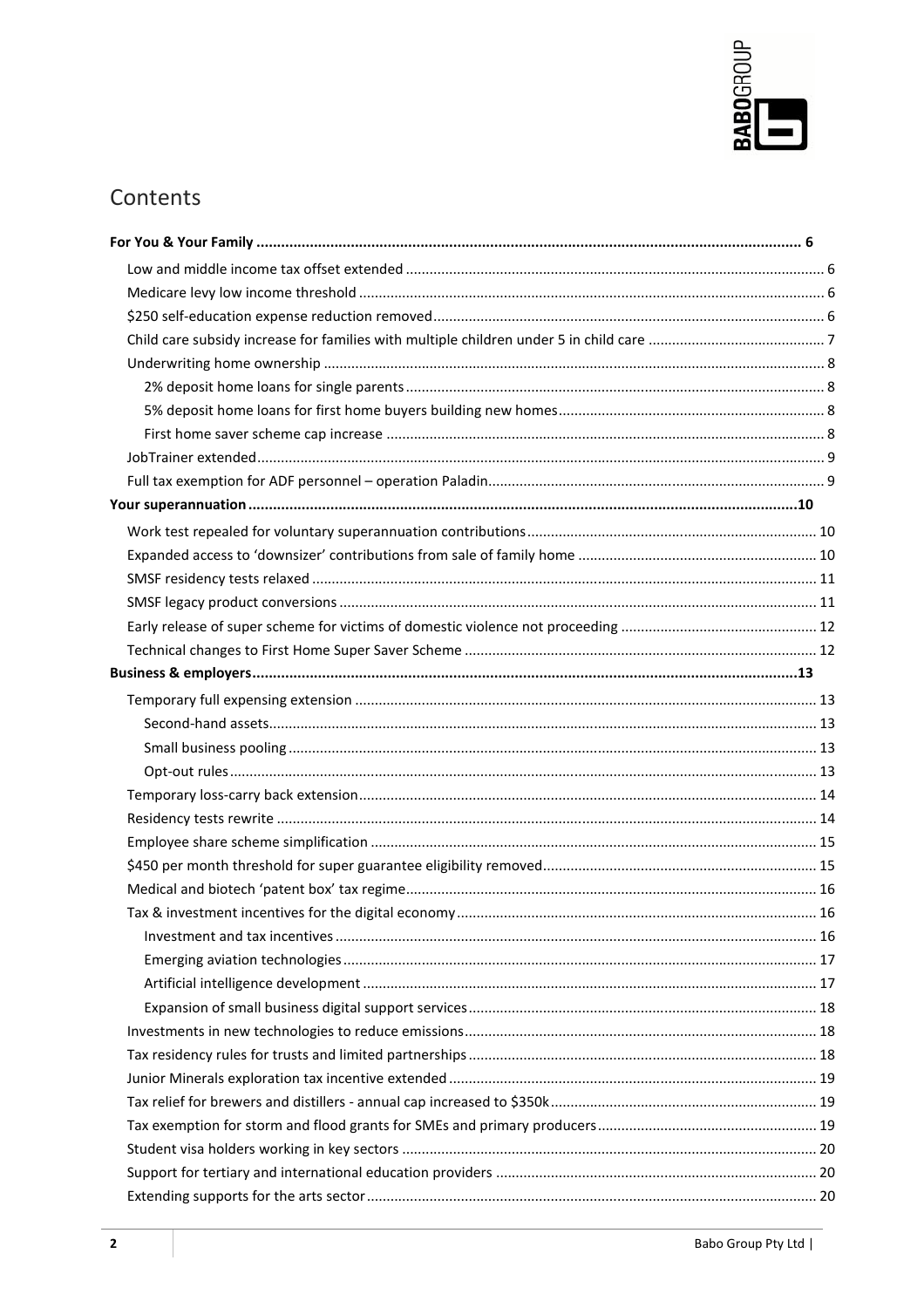# Contents

**For You & Your Family** ... 6

- Low and middle income tax offset extended ... 6
- Medicare levy low income threshold ... 6
- $250 self-education expense reduction removed ... 6
- Child care subsidy increase for families with multiple children under 5 in child care ... 7
- Underwriting home ownership ... 8
  - 2% deposit home loans for single parents ... 8
  - 5% deposit home loans for first home buyers building new homes ... 8
  - First home saver scheme cap increase ... 8
- JobTrainer extended ... 9
- Full tax exemption for ADF personnel – operation Paladin ... 9

**Your superannuation** ... 10

- Work test repealed for voluntary superannuation contributions ... 10
- Expanded access to 'downsizer' contributions from sale of family home ... 10
- SMSF residency tests relaxed ... 11
- SMSF legacy product conversions ... 11
- Early release of super scheme for victims of domestic violence not proceeding ... 12
- Technical changes to First Home Super Saver Scheme ... 12

**Business & employers** ... 13

- Temporary full expensing extension ... 13
  - Second-hand assets ... 13
  - Small business pooling ... 13
  - Opt-out rules ... 13
- Temporary loss-carry back extension ... 14
- Residency tests rewrite ... 14
- Employee share scheme simplification ... 15
- $450 per month threshold for super guarantee eligibility removed ... 15
- Medical and biotech 'patent box' tax regime ... 16
- Tax & investment incentives for the digital economy ... 16
  - Investment and tax incentives ... 16
  - Emerging aviation technologies ... 17
  - Artificial intelligence development ... 17
  - Expansion of small business digital support services ... 18
- Investments in new technologies to reduce emissions ... 18
- Tax residency rules for trusts and limited partnerships ... 18
- Junior Minerals exploration tax incentive extended ... 19
- Tax relief for brewers and distillers - annual cap increased to $350k ... 19
- Tax exemption for storm and flood grants for SMEs and primary producers ... 19
- Student visa holders working in key sectors ... 20
- Support for tertiary and international education providers ... 20
- Extending supports for the arts sector ... 20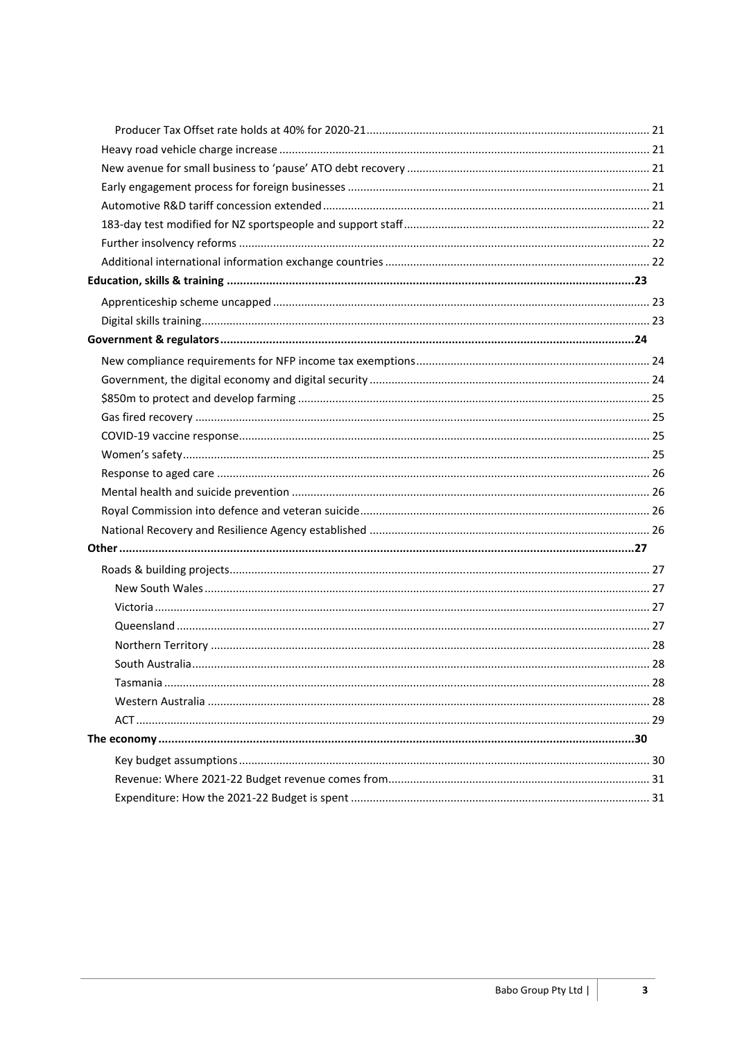- Producer Tax Offset rate holds at 40% for 2020-21 ... 21
- Heavy road vehicle charge increase ... 21
- New avenue for small business to 'pause' ATO debt recovery ... 21
- Early engagement process for foreign businesses ... 21
- Automotive R&D tariff concession extended ... 21
- 183-day test modified for NZ sportspeople and support staff ... 22
- Further insolvency reforms ... 22
- Additional international information exchange countries ... 22

**Education, skills & training ... 23**

- Apprenticeship scheme uncapped ... 23
- Digital skills training ... 23

**Government & regulators ... 24**

- New compliance requirements for NFP income tax exemptions ... 24
- Government, the digital economy and digital security ... 24
- $850m to protect and develop farming ... 25
- Gas fired recovery ... 25
- COVID-19 vaccine response ... 25
- Women's safety ... 25
- Response to aged care ... 26
- Mental health and suicide prevention ... 26
- Royal Commission into defence and veteran suicide ... 26
- National Recovery and Resilience Agency established ... 26

**Other ... 27**

- Roads & building projects ... 27
  - New South Wales ... 27
  - Victoria ... 27
  - Queensland ... 27
  - Northern Territory ... 28
  - South Australia ... 28
  - Tasmania ... 28
  - Western Australia ... 28
  - ACT ... 29

**The economy ... 30**

- Key budget assumptions ... 30
- Revenue: Where 2021-22 Budget revenue comes from ... 31
- Expenditure: How the 2021-22 Budget is spent ... 31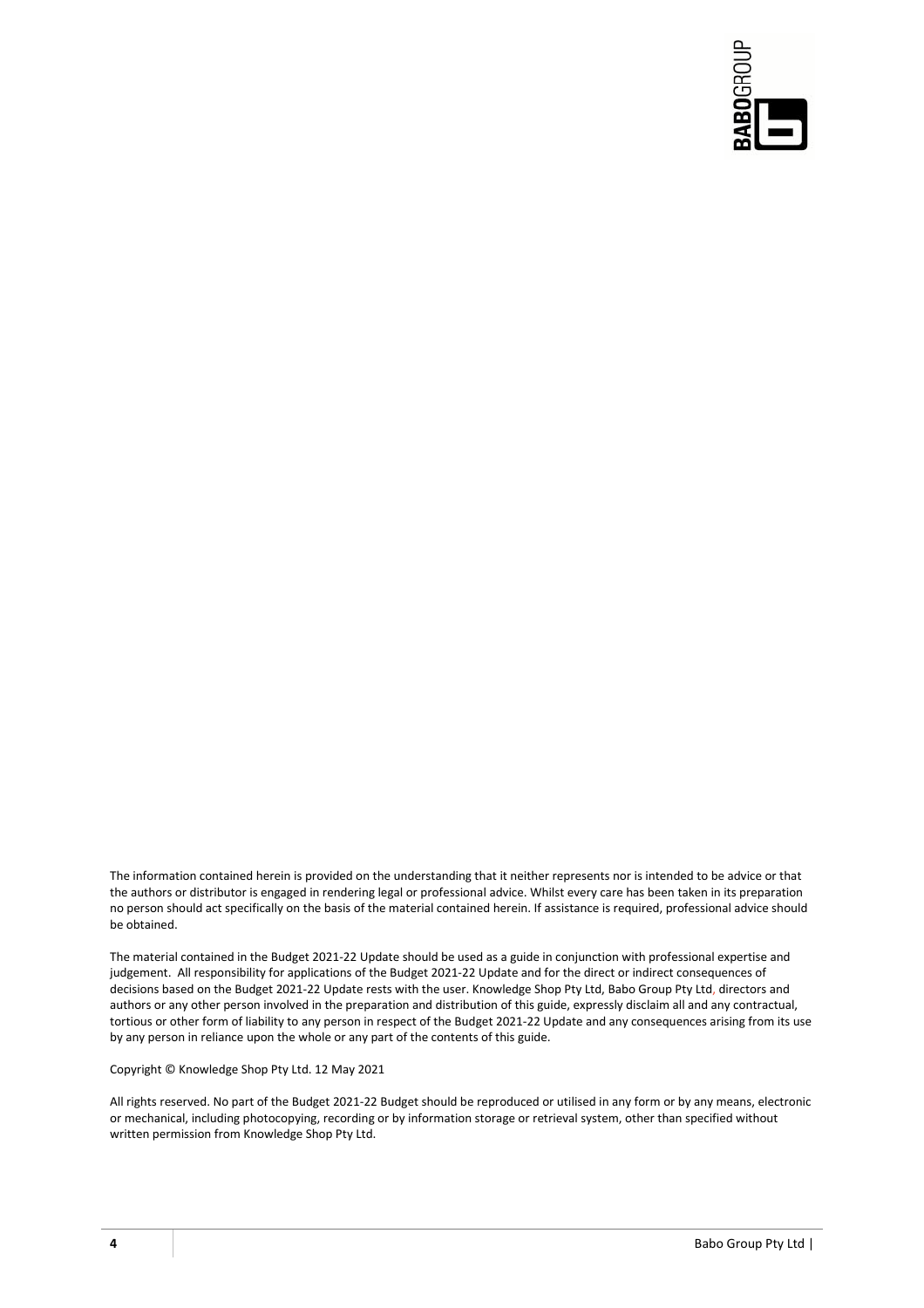The information contained herein is provided on the understanding that it neither represents nor is intended to be advice or that the authors or distributor is engaged in rendering legal or professional advice. Whilst every care has been taken in its preparation no person should act specifically on the basis of the material contained herein. If assistance is required, professional advice should be obtained.

The material contained in the Budget 2021-22 Update should be used as a guide in conjunction with professional expertise and judgement. All responsibility for applications of the Budget 2021-22 Update and for the direct or indirect consequences of decisions based on the Budget 2021-22 Update rests with the user. Knowledge Shop Pty Ltd, Babo Group Pty Ltd, directors and authors or any other person involved in the preparation and distribution of this guide, expressly disclaim all and any contractual, tortious or other form of liability to any person in respect of the Budget 2021-22 Update and any consequences arising from its use by any person in reliance upon the whole or any part of the contents of this guide.

Copyright © Knowledge Shop Pty Ltd. 12 May 2021

All rights reserved. No part of the Budget 2021-22 Budget should be reproduced or utilised in any form or by any means, electronic or mechanical, including photocopying, recording or by information storage or retrieval system, other than specified without written permission from Knowledge Shop Pty Ltd.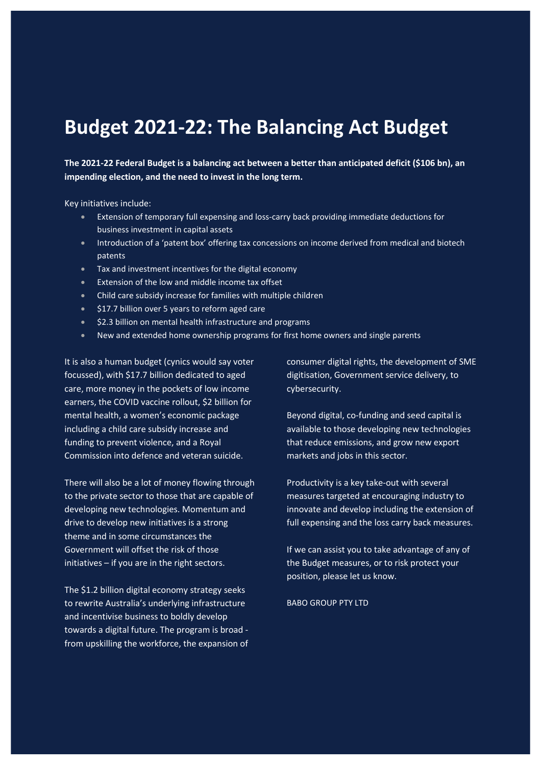# Budget 2021-22: The Balancing Act Budget

**The 2021-22 Federal Budget is a balancing act between a better than anticipated deficit ($106 bn), an impending election, and the need to invest in the long term.**

Key initiatives include:

- Extension of temporary full expensing and loss-carry back providing immediate deductions for business investment in capital assets
- Introduction of a 'patent box' offering tax concessions on income derived from medical and biotech patents
- Tax and investment incentives for the digital economy
- Extension of the low and middle income tax offset
- Child care subsidy increase for families with multiple children
- $17.7 billion over 5 years to reform aged care
- $2.3 billion on mental health infrastructure and programs
- New and extended home ownership programs for first home owners and single parents

It is also a human budget (cynics would say voter focussed), with $17.7 billion dedicated to aged care, more money in the pockets of low income earners, the COVID vaccine rollout, $2 billion for mental health, a women's economic package including a child care subsidy increase and funding to prevent violence, and a Royal Commission into defence and veteran suicide.

There will also be a lot of money flowing through to the private sector to those that are capable of developing new technologies. Momentum and drive to develop new initiatives is a strong theme and in some circumstances the Government will offset the risk of those initiatives – if you are in the right sectors.

The $1.2 billion digital economy strategy seeks to rewrite Australia's underlying infrastructure and incentivise business to boldly develop towards a digital future. The program is broad - from upskilling the workforce, the expansion of consumer digital rights, the development of SME digitisation, Government service delivery, to cybersecurity.

Beyond digital, co-funding and seed capital is available to those developing new technologies that reduce emissions, and grow new export markets and jobs in this sector.

Productivity is a key take-out with several measures targeted at encouraging industry to innovate and develop including the extension of full expensing and the loss carry back measures.

If we can assist you to take advantage of any of the Budget measures, or to risk protect your position, please let us know.

BABO GROUP PTY LTD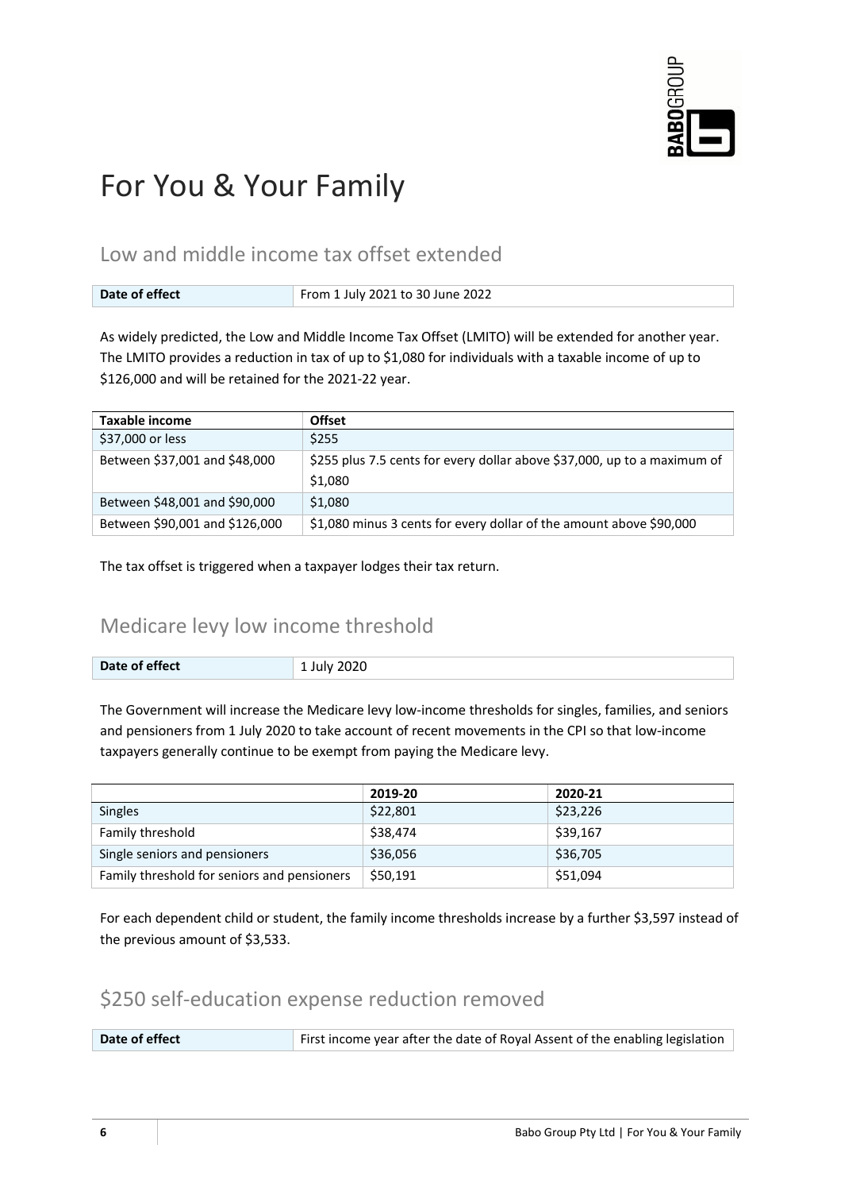# For You & Your Family

## Low and middle income tax offset extended

| Date of effect | From 1 July 2021 to 30 June 2022 |
| --- | --- |

As widely predicted, the Low and Middle Income Tax Offset (LMITO) will be extended for another year. The LMITO provides a reduction in tax of up to $1,080 for individuals with a taxable income of up to $126,000 and will be retained for the 2021-22 year.

| Taxable income | Offset |
| --- | --- |
| $37,000 or less | $255 |
| Between $37,001 and $48,000 | $255 plus 7.5 cents for every dollar above $37,000, up to a maximum of $1,080 |
| Between $48,001 and $90,000 | $1,080 |
| Between $90,001 and $126,000 | $1,080 minus 3 cents for every dollar of the amount above $90,000 |

The tax offset is triggered when a taxpayer lodges their tax return.

## Medicare levy low income threshold

| Date of effect | 1 July 2020 |
| --- | --- |

The Government will increase the Medicare levy low-income thresholds for singles, families, and seniors and pensioners from 1 July 2020 to take account of recent movements in the CPI so that low-income taxpayers generally continue to be exempt from paying the Medicare levy.

| | 2019-20 | 2020-21 |
| --- | --- | --- |
| Singles | $22,801 | $23,226 |
| Family threshold | $38,474 | $39,167 |
| Single seniors and pensioners | $36,056 | $36,705 |
| Family threshold for seniors and pensioners | $50,191 | $51,094 |

For each dependent child or student, the family income thresholds increase by a further $3,597 instead of the previous amount of $3,533.

## $250 self-education expense reduction removed

| Date of effect | First income year after the date of Royal Assent of the enabling legislation |
| --- | --- |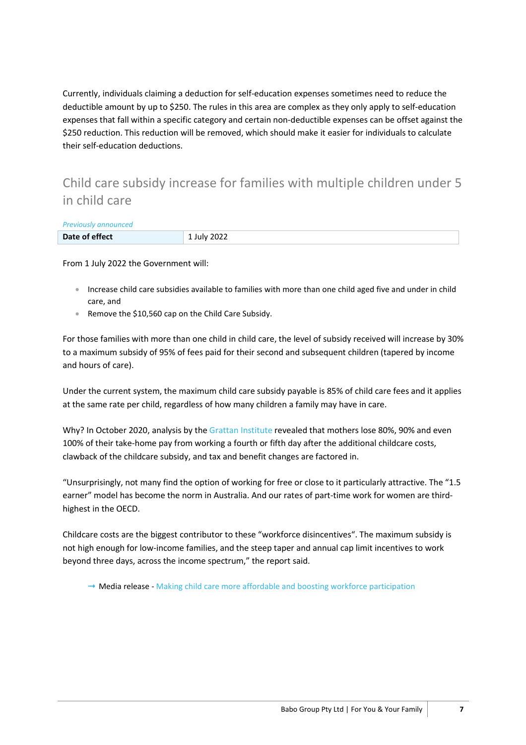Currently, individuals claiming a deduction for self-education expenses sometimes need to reduce the deductible amount by up to $250. The rules in this area are complex as they only apply to self-education expenses that fall within a specific category and certain non-deductible expenses can be offset against the $250 reduction. This reduction will be removed, which should make it easier for individuals to calculate their self-education deductions.

## Child care subsidy increase for families with multiple children under 5 in child care

*Previously announced*

| **Date of effect** | 1 July 2022 |
|---|---|

From 1 July 2022 the Government will:

- Increase child care subsidies available to families with more than one child aged five and under in child care, and
- Remove the $10,560 cap on the Child Care Subsidy.

For those families with more than one child in child care, the level of subsidy received will increase by 30% to a maximum subsidy of 95% of fees paid for their second and subsequent children (tapered by income and hours of care).

Under the current system, the maximum child care subsidy payable is 85% of child care fees and it applies at the same rate per child, regardless of how many children a family may have in care.

Why? In October 2020, analysis by the Grattan Institute revealed that mothers lose 80%, 90% and even 100% of their take-home pay from working a fourth or fifth day after the additional childcare costs, clawback of the childcare subsidy, and tax and benefit changes are factored in.

"Unsurprisingly, not many find the option of working for free or close to it particularly attractive. The "1.5 earner" model has become the norm in Australia. And our rates of part-time work for women are third-highest in the OECD.

Childcare costs are the biggest contributor to these "workforce disincentives". The maximum subsidy is not high enough for low-income families, and the steep taper and annual cap limit incentives to work beyond three days, across the income spectrum," the report said.

→ Media release - Making child care more affordable and boosting workforce participation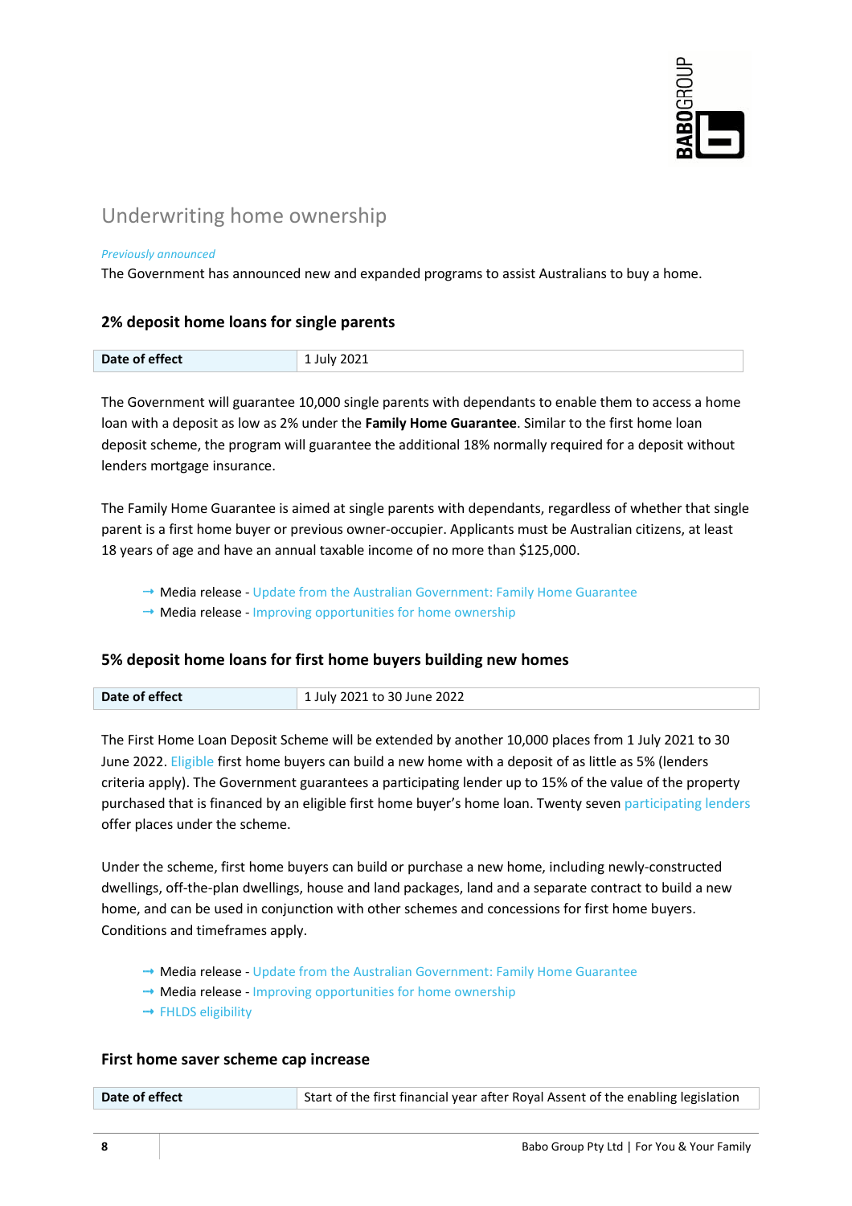## Underwriting home ownership

*Previously announced*

The Government has announced new and expanded programs to assist Australians to buy a home.

### 2% deposit home loans for single parents

| Date of effect | 1 July 2021 |
|---|---|

The Government will guarantee 10,000 single parents with dependants to enable them to access a home loan with a deposit as low as 2% under the **Family Home Guarantee**. Similar to the first home loan deposit scheme, the program will guarantee the additional 18% normally required for a deposit without lenders mortgage insurance.

The Family Home Guarantee is aimed at single parents with dependants, regardless of whether that single parent is a first home buyer or previous owner-occupier. Applicants must be Australian citizens, at least 18 years of age and have an annual taxable income of no more than $125,000.

- Media release - Update from the Australian Government: Family Home Guarantee
- Media release - Improving opportunities for home ownership

### 5% deposit home loans for first home buyers building new homes

| Date of effect | 1 July 2021 to 30 June 2022 |
|---|---|

The First Home Loan Deposit Scheme will be extended by another 10,000 places from 1 July 2021 to 30 June 2022. Eligible first home buyers can build a new home with a deposit of as little as 5% (lenders criteria apply). The Government guarantees a participating lender up to 15% of the value of the property purchased that is financed by an eligible first home buyer's home loan. Twenty seven participating lenders offer places under the scheme.

Under the scheme, first home buyers can build or purchase a new home, including newly-constructed dwellings, off-the-plan dwellings, house and land packages, land and a separate contract to build a new home, and can be used in conjunction with other schemes and concessions for first home buyers. Conditions and timeframes apply.

- Media release - Update from the Australian Government: Family Home Guarantee
- Media release - Improving opportunities for home ownership
- FHLDS eligibility

### First home saver scheme cap increase

| Date of effect | Start of the first financial year after Royal Assent of the enabling legislation |
|---|---|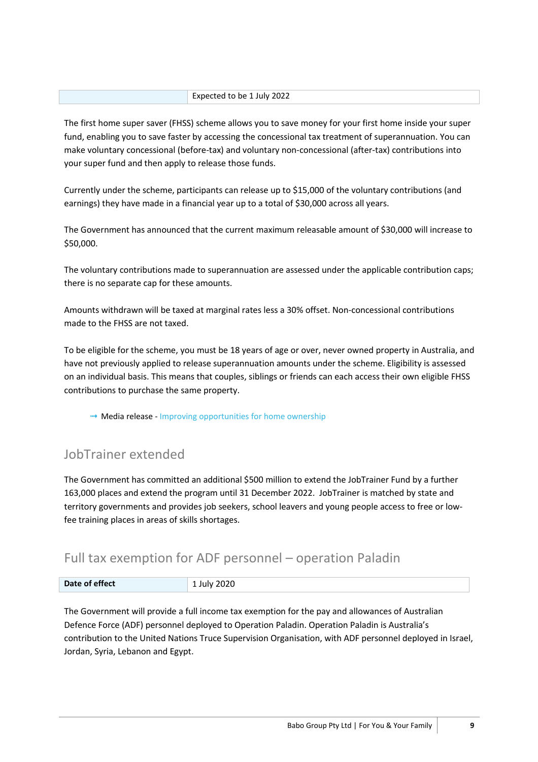| | Expected to be 1 July 2022 |
|---|---|

The first home super saver (FHSS) scheme allows you to save money for your first home inside your super fund, enabling you to save faster by accessing the concessional tax treatment of superannuation. You can make voluntary concessional (before-tax) and voluntary non-concessional (after-tax) contributions into your super fund and then apply to release those funds.

Currently under the scheme, participants can release up to $15,000 of the voluntary contributions (and earnings) they have made in a financial year up to a total of $30,000 across all years.

The Government has announced that the current maximum releasable amount of $30,000 will increase to $50,000.

The voluntary contributions made to superannuation are assessed under the applicable contribution caps; there is no separate cap for these amounts.

Amounts withdrawn will be taxed at marginal rates less a 30% offset. Non-concessional contributions made to the FHSS are not taxed.

To be eligible for the scheme, you must be 18 years of age or over, never owned property in Australia, and have not previously applied to release superannuation amounts under the scheme. Eligibility is assessed on an individual basis. This means that couples, siblings or friends can each access their own eligible FHSS contributions to purchase the same property.

- Media release - Improving opportunities for home ownership

## JobTrainer extended

The Government has committed an additional $500 million to extend the JobTrainer Fund by a further 163,000 places and extend the program until 31 December 2022. JobTrainer is matched by state and territory governments and provides job seekers, school leavers and young people access to free or low-fee training places in areas of skills shortages.

## Full tax exemption for ADF personnel – operation Paladin

| **Date of effect** | 1 July 2020 |
|---|---|

The Government will provide a full income tax exemption for the pay and allowances of Australian Defence Force (ADF) personnel deployed to Operation Paladin. Operation Paladin is Australia's contribution to the United Nations Truce Supervision Organisation, with ADF personnel deployed in Israel, Jordan, Syria, Lebanon and Egypt.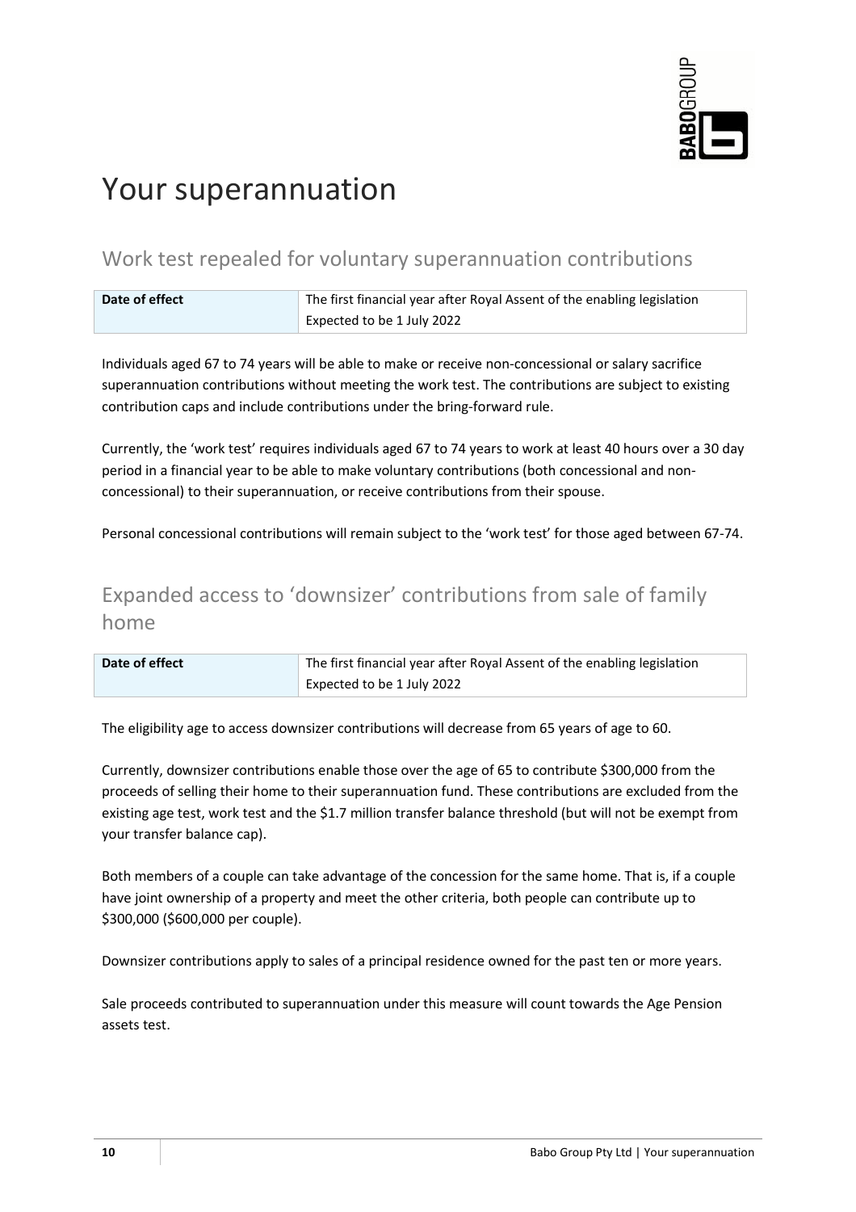# Your superannuation

## Work test repealed for voluntary superannuation contributions

| Date of effect | The first financial year after Royal Assent of the enabling legislation<br>Expected to be 1 July 2022 |
|---|---|

Individuals aged 67 to 74 years will be able to make or receive non-concessional or salary sacrifice superannuation contributions without meeting the work test. The contributions are subject to existing contribution caps and include contributions under the bring-forward rule.

Currently, the 'work test' requires individuals aged 67 to 74 years to work at least 40 hours over a 30 day period in a financial year to be able to make voluntary contributions (both concessional and non-concessional) to their superannuation, or receive contributions from their spouse.

Personal concessional contributions will remain subject to the 'work test' for those aged between 67-74.

## Expanded access to 'downsizer' contributions from sale of family home

| Date of effect | The first financial year after Royal Assent of the enabling legislation<br>Expected to be 1 July 2022 |
|---|---|

The eligibility age to access downsizer contributions will decrease from 65 years of age to 60.

Currently, downsizer contributions enable those over the age of 65 to contribute $300,000 from the proceeds of selling their home to their superannuation fund. These contributions are excluded from the existing age test, work test and the $1.7 million transfer balance threshold (but will not be exempt from your transfer balance cap).

Both members of a couple can take advantage of the concession for the same home. That is, if a couple have joint ownership of a property and meet the other criteria, both people can contribute up to $300,000 ($600,000 per couple).

Downsizer contributions apply to sales of a principal residence owned for the past ten or more years.

Sale proceeds contributed to superannuation under this measure will count towards the Age Pension assets test.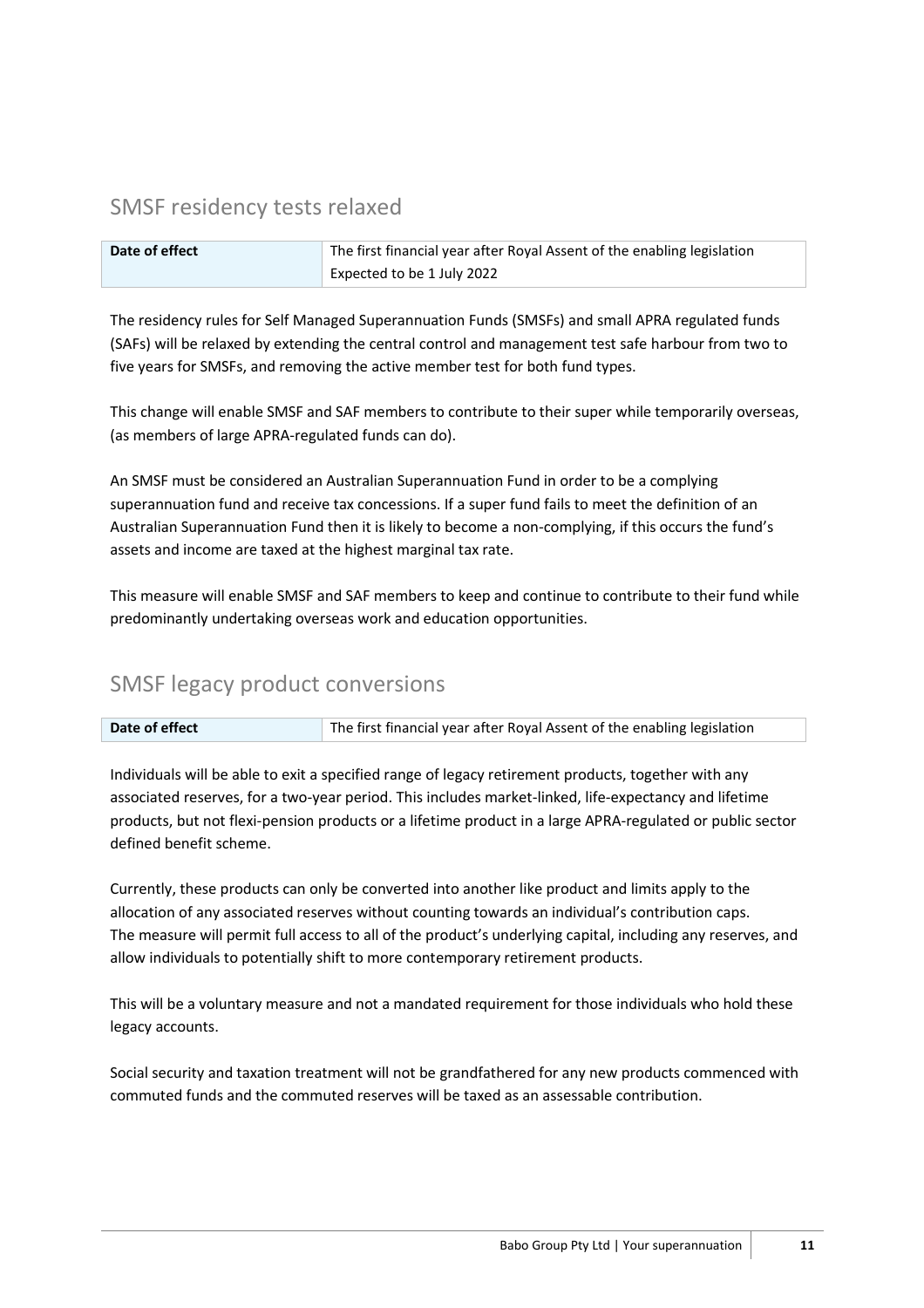## SMSF residency tests relaxed

| **Date of effect** | The first financial year after Royal Assent of the enabling legislation<br>Expected to be 1 July 2022 |
|---|---|

The residency rules for Self Managed Superannuation Funds (SMSFs) and small APRA regulated funds (SAFs) will be relaxed by extending the central control and management test safe harbour from two to five years for SMSFs, and removing the active member test for both fund types.

This change will enable SMSF and SAF members to contribute to their super while temporarily overseas, (as members of large APRA-regulated funds can do).

An SMSF must be considered an Australian Superannuation Fund in order to be a complying superannuation fund and receive tax concessions. If a super fund fails to meet the definition of an Australian Superannuation Fund then it is likely to become a non-complying, if this occurs the fund's assets and income are taxed at the highest marginal tax rate.

This measure will enable SMSF and SAF members to keep and continue to contribute to their fund while predominantly undertaking overseas work and education opportunities.

## SMSF legacy product conversions

| **Date of effect** | The first financial year after Royal Assent of the enabling legislation |
|---|---|

Individuals will be able to exit a specified range of legacy retirement products, together with any associated reserves, for a two-year period. This includes market-linked, life-expectancy and lifetime products, but not flexi-pension products or a lifetime product in a large APRA-regulated or public sector defined benefit scheme.

Currently, these products can only be converted into another like product and limits apply to the allocation of any associated reserves without counting towards an individual's contribution caps. The measure will permit full access to all of the product's underlying capital, including any reserves, and allow individuals to potentially shift to more contemporary retirement products.

This will be a voluntary measure and not a mandated requirement for those individuals who hold these legacy accounts.

Social security and taxation treatment will not be grandfathered for any new products commenced with commuted funds and the commuted reserves will be taxed as an assessable contribution.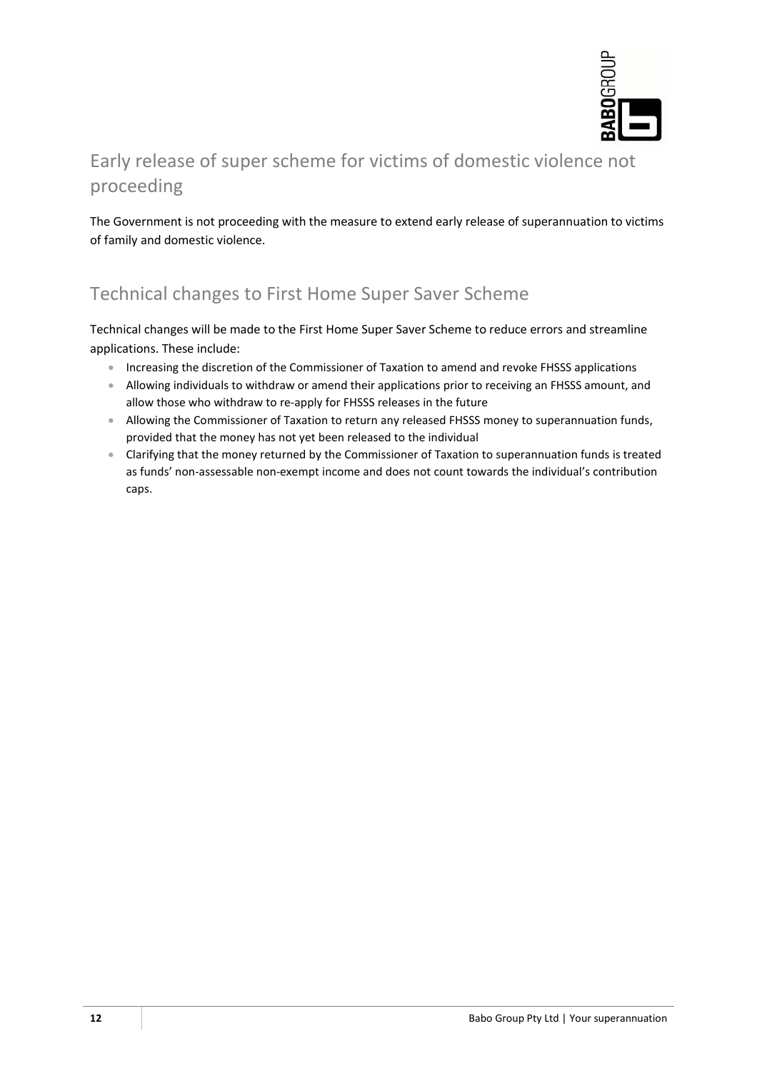## Early release of super scheme for victims of domestic violence not proceeding

The Government is not proceeding with the measure to extend early release of superannuation to victims of family and domestic violence.

## Technical changes to First Home Super Saver Scheme

Technical changes will be made to the First Home Super Saver Scheme to reduce errors and streamline applications. These include:

- Increasing the discretion of the Commissioner of Taxation to amend and revoke FHSSS applications
- Allowing individuals to withdraw or amend their applications prior to receiving an FHSSS amount, and allow those who withdraw to re-apply for FHSSS releases in the future
- Allowing the Commissioner of Taxation to return any released FHSSS money to superannuation funds, provided that the money has not yet been released to the individual
- Clarifying that the money returned by the Commissioner of Taxation to superannuation funds is treated as funds' non-assessable non-exempt income and does not count towards the individual's contribution caps.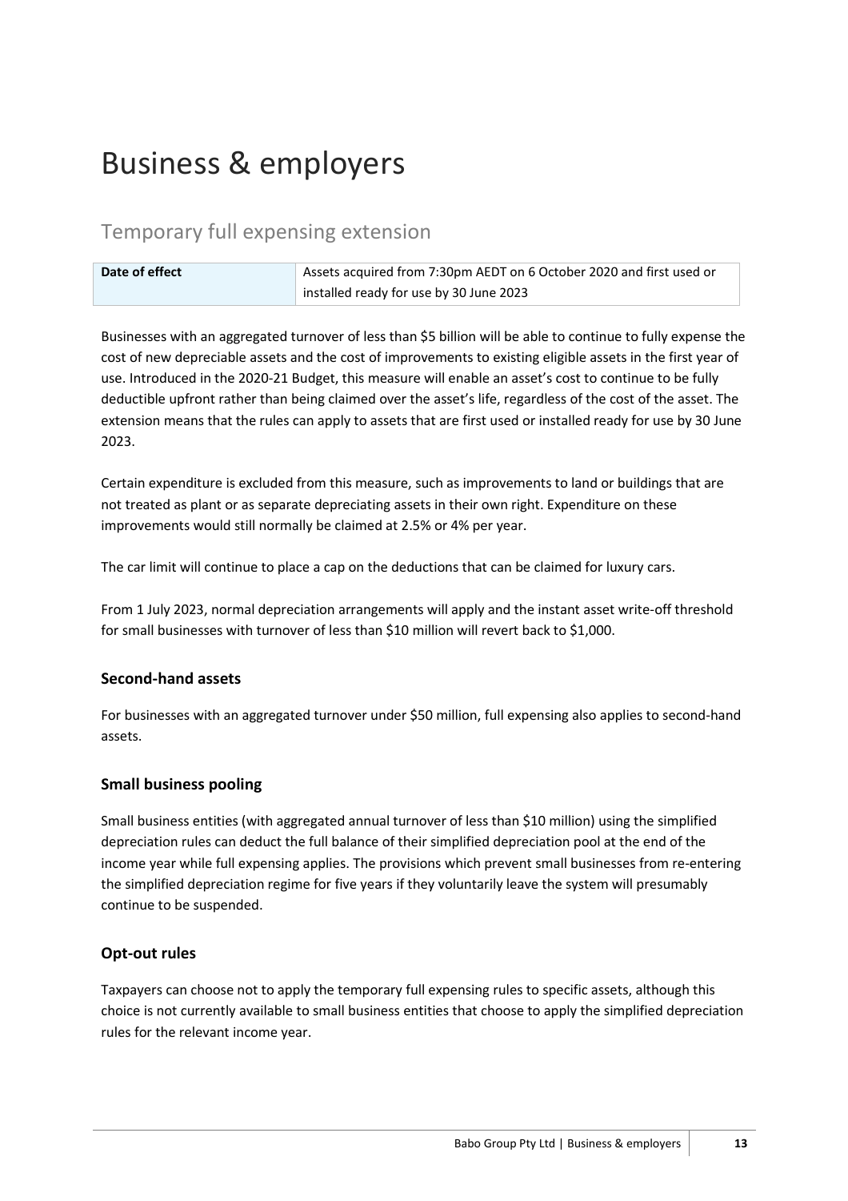# Business & employers

## Temporary full expensing extension

| Date of effect | Assets acquired from 7:30pm AEDT on 6 October 2020 and first used or installed ready for use by 30 June 2023 |
|---|---|

Businesses with an aggregated turnover of less than $5 billion will be able to continue to fully expense the cost of new depreciable assets and the cost of improvements to existing eligible assets in the first year of use. Introduced in the 2020-21 Budget, this measure will enable an asset's cost to continue to be fully deductible upfront rather than being claimed over the asset's life, regardless of the cost of the asset. The extension means that the rules can apply to assets that are first used or installed ready for use by 30 June 2023.

Certain expenditure is excluded from this measure, such as improvements to land or buildings that are not treated as plant or as separate depreciating assets in their own right. Expenditure on these improvements would still normally be claimed at 2.5% or 4% per year.

The car limit will continue to place a cap on the deductions that can be claimed for luxury cars.

From 1 July 2023, normal depreciation arrangements will apply and the instant asset write-off threshold for small businesses with turnover of less than $10 million will revert back to $1,000.

### Second-hand assets

For businesses with an aggregated turnover under $50 million, full expensing also applies to second-hand assets.

### Small business pooling

Small business entities (with aggregated annual turnover of less than $10 million) using the simplified depreciation rules can deduct the full balance of their simplified depreciation pool at the end of the income year while full expensing applies. The provisions which prevent small businesses from re-entering the simplified depreciation regime for five years if they voluntarily leave the system will presumably continue to be suspended.

### Opt-out rules

Taxpayers can choose not to apply the temporary full expensing rules to specific assets, although this choice is not currently available to small business entities that choose to apply the simplified depreciation rules for the relevant income year.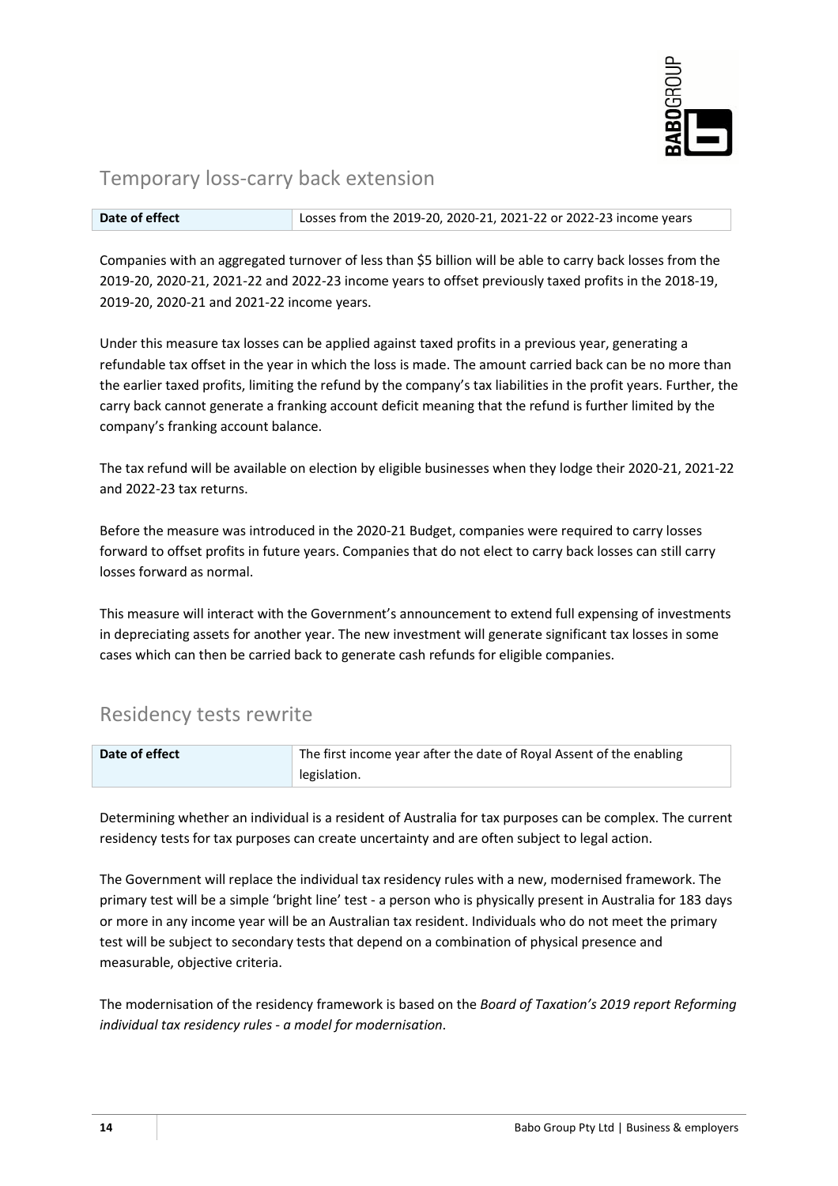## Temporary loss-carry back extension

| Date of effect | Losses from the 2019-20, 2020-21, 2021-22 or 2022-23 income years |
|---|---|

Companies with an aggregated turnover of less than $5 billion will be able to carry back losses from the 2019-20, 2020-21, 2021-22 and 2022-23 income years to offset previously taxed profits in the 2018-19, 2019-20, 2020-21 and 2021-22 income years.

Under this measure tax losses can be applied against taxed profits in a previous year, generating a refundable tax offset in the year in which the loss is made. The amount carried back can be no more than the earlier taxed profits, limiting the refund by the company's tax liabilities in the profit years. Further, the carry back cannot generate a franking account deficit meaning that the refund is further limited by the company's franking account balance.

The tax refund will be available on election by eligible businesses when they lodge their 2020-21, 2021-22 and 2022-23 tax returns.

Before the measure was introduced in the 2020-21 Budget, companies were required to carry losses forward to offset profits in future years. Companies that do not elect to carry back losses can still carry losses forward as normal.

This measure will interact with the Government's announcement to extend full expensing of investments in depreciating assets for another year. The new investment will generate significant tax losses in some cases which can then be carried back to generate cash refunds for eligible companies.

## Residency tests rewrite

| Date of effect | The first income year after the date of Royal Assent of the enabling legislation. |
|---|---|

Determining whether an individual is a resident of Australia for tax purposes can be complex. The current residency tests for tax purposes can create uncertainty and are often subject to legal action.

The Government will replace the individual tax residency rules with a new, modernised framework. The primary test will be a simple 'bright line' test - a person who is physically present in Australia for 183 days or more in any income year will be an Australian tax resident. Individuals who do not meet the primary test will be subject to secondary tests that depend on a combination of physical presence and measurable, objective criteria.

The modernisation of the residency framework is based on the *Board of Taxation's 2019 report Reforming individual tax residency rules - a model for modernisation*.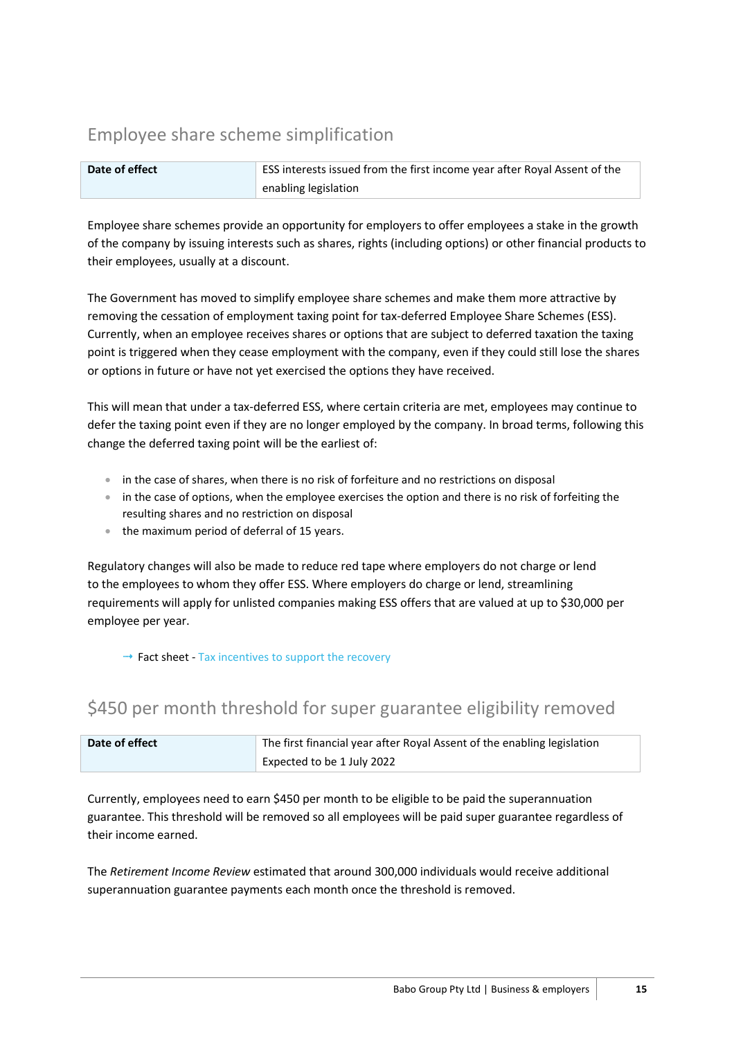## Employee share scheme simplification

| Date of effect | ESS interests issued from the first income year after Royal Assent of the enabling legislation |
|---|---|

Employee share schemes provide an opportunity for employers to offer employees a stake in the growth of the company by issuing interests such as shares, rights (including options) or other financial products to their employees, usually at a discount.

The Government has moved to simplify employee share schemes and make them more attractive by removing the cessation of employment taxing point for tax-deferred Employee Share Schemes (ESS). Currently, when an employee receives shares or options that are subject to deferred taxation the taxing point is triggered when they cease employment with the company, even if they could still lose the shares or options in future or have not yet exercised the options they have received.

This will mean that under a tax-deferred ESS, where certain criteria are met, employees may continue to defer the taxing point even if they are no longer employed by the company. In broad terms, following this change the deferred taxing point will be the earliest of:

- in the case of shares, when there is no risk of forfeiture and no restrictions on disposal
- in the case of options, when the employee exercises the option and there is no risk of forfeiting the resulting shares and no restriction on disposal
- the maximum period of deferral of 15 years.

Regulatory changes will also be made to reduce red tape where employers do not charge or lend to the employees to whom they offer ESS. Where employers do charge or lend, streamlining requirements will apply for unlisted companies making ESS offers that are valued at up to $30,000 per employee per year.

→ Fact sheet - Tax incentives to support the recovery

## $450 per month threshold for super guarantee eligibility removed

| Date of effect | The first financial year after Royal Assent of the enabling legislation Expected to be 1 July 2022 |
|---|---|

Currently, employees need to earn $450 per month to be eligible to be paid the superannuation guarantee. This threshold will be removed so all employees will be paid super guarantee regardless of their income earned.

The *Retirement Income Review* estimated that around 300,000 individuals would receive additional superannuation guarantee payments each month once the threshold is removed.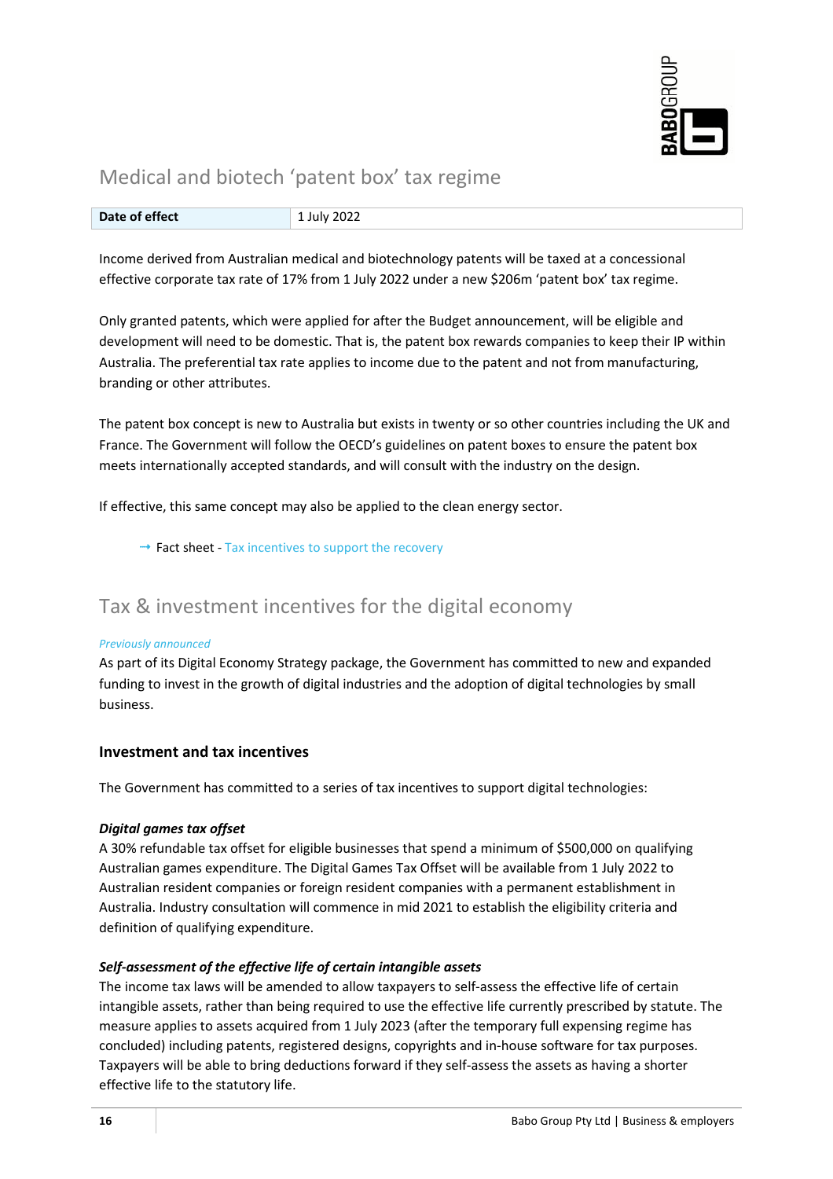## Medical and biotech 'patent box' tax regime

| Date of effect | 1 July 2022 |
|---|---|

Income derived from Australian medical and biotechnology patents will be taxed at a concessional effective corporate tax rate of 17% from 1 July 2022 under a new $206m 'patent box' tax regime.

Only granted patents, which were applied for after the Budget announcement, will be eligible and development will need to be domestic. That is, the patent box rewards companies to keep their IP within Australia. The preferential tax rate applies to income due to the patent and not from manufacturing, branding or other attributes.

The patent box concept is new to Australia but exists in twenty or so other countries including the UK and France. The Government will follow the OECD's guidelines on patent boxes to ensure the patent box meets internationally accepted standards, and will consult with the industry on the design.

If effective, this same concept may also be applied to the clean energy sector.

→ Fact sheet - Tax incentives to support the recovery

## Tax & investment incentives for the digital economy

*Previously announced*

As part of its Digital Economy Strategy package, the Government has committed to new and expanded funding to invest in the growth of digital industries and the adoption of digital technologies by small business.

### Investment and tax incentives

The Government has committed to a series of tax incentives to support digital technologies:

***Digital games tax offset***

A 30% refundable tax offset for eligible businesses that spend a minimum of $500,000 on qualifying Australian games expenditure. The Digital Games Tax Offset will be available from 1 July 2022 to Australian resident companies or foreign resident companies with a permanent establishment in Australia. Industry consultation will commence in mid 2021 to establish the eligibility criteria and definition of qualifying expenditure.

***Self-assessment of the effective life of certain intangible assets***

The income tax laws will be amended to allow taxpayers to self-assess the effective life of certain intangible assets, rather than being required to use the effective life currently prescribed by statute. The measure applies to assets acquired from 1 July 2023 (after the temporary full expensing regime has concluded) including patents, registered designs, copyrights and in-house software for tax purposes. Taxpayers will be able to bring deductions forward if they self-assess the assets as having a shorter effective life to the statutory life.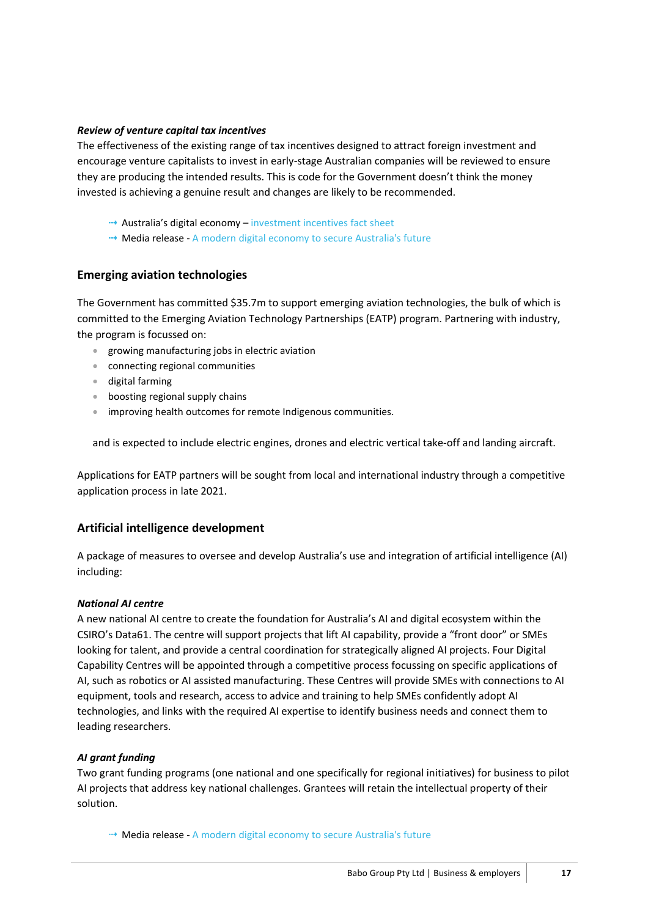***Review of venture capital tax incentives***
The effectiveness of the existing range of tax incentives designed to attract foreign investment and encourage venture capitalists to invest in early-stage Australian companies will be reviewed to ensure they are producing the intended results. This is code for the Government doesn't think the money invested is achieving a genuine result and changes are likely to be recommended.

- Australia's digital economy – investment incentives fact sheet
- Media release - A modern digital economy to secure Australia's future

## Emerging aviation technologies

The Government has committed $35.7m to support emerging aviation technologies, the bulk of which is committed to the Emerging Aviation Technology Partnerships (EATP) program. Partnering with industry, the program is focussed on:

- growing manufacturing jobs in electric aviation
- connecting regional communities
- digital farming
- boosting regional supply chains
- improving health outcomes for remote Indigenous communities.

and is expected to include electric engines, drones and electric vertical take-off and landing aircraft.

Applications for EATP partners will be sought from local and international industry through a competitive application process in late 2021.

## Artificial intelligence development

A package of measures to oversee and develop Australia's use and integration of artificial intelligence (AI) including:

***National AI centre***
A new national AI centre to create the foundation for Australia's AI and digital ecosystem within the CSIRO's Data61. The centre will support projects that lift AI capability, provide a "front door" or SMEs looking for talent, and provide a central coordination for strategically aligned AI projects. Four Digital Capability Centres will be appointed through a competitive process focussing on specific applications of AI, such as robotics or AI assisted manufacturing. These Centres will provide SMEs with connections to AI equipment, tools and research, access to advice and training to help SMEs confidently adopt AI technologies, and links with the required AI expertise to identify business needs and connect them to leading researchers.

***AI grant funding***
Two grant funding programs (one national and one specifically for regional initiatives) for business to pilot AI projects that address key national challenges. Grantees will retain the intellectual property of their solution.

- Media release - A modern digital economy to secure Australia's future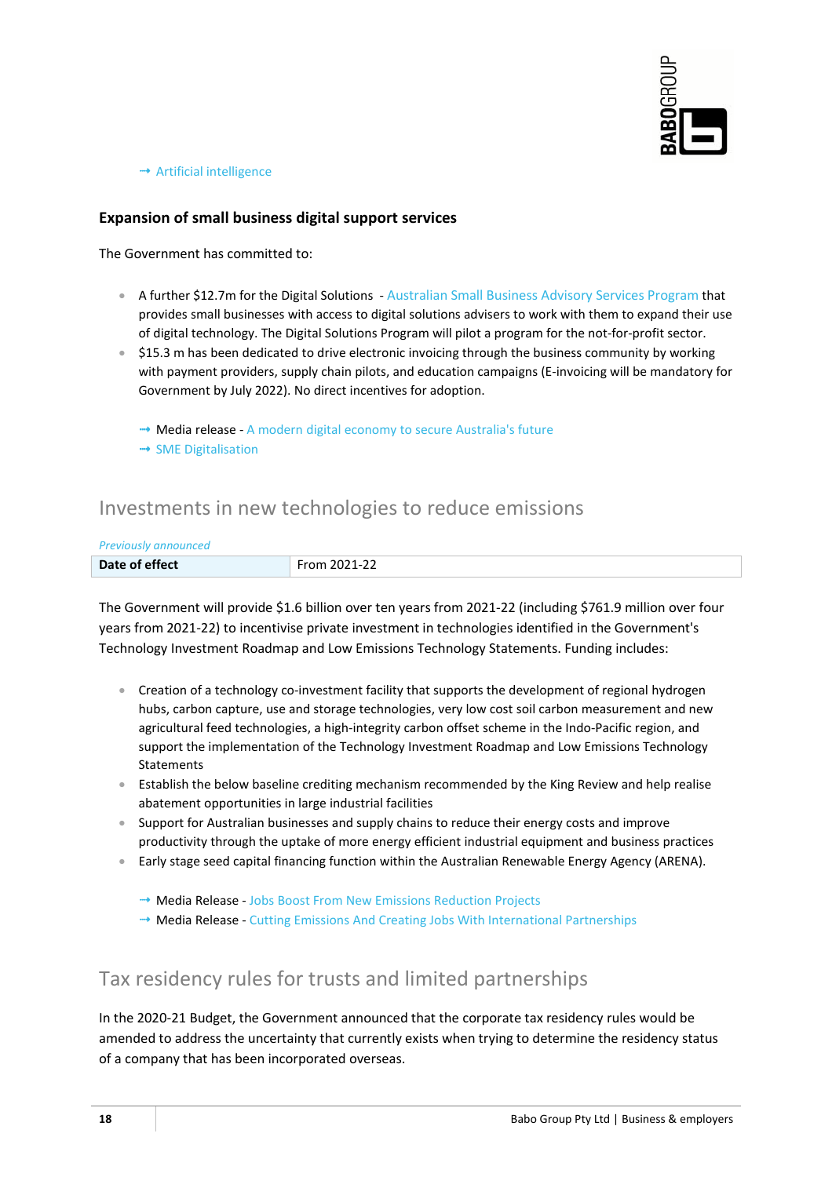→ Artificial intelligence

### Expansion of small business digital support services

The Government has committed to:

- A further $12.7m for the Digital Solutions - Australian Small Business Advisory Services Program that provides small businesses with access to digital solutions advisers to work with them to expand their use of digital technology. The Digital Solutions Program will pilot a program for the not-for-profit sector.
- $15.3 m has been dedicated to drive electronic invoicing through the business community by working with payment providers, supply chain pilots, and education campaigns (E-invoicing will be mandatory for Government by July 2022). No direct incentives for adoption.

→ Media release - A modern digital economy to secure Australia's future
→ SME Digitalisation

## Investments in new technologies to reduce emissions

*Previously announced*

| Date of effect | From 2021-22 |
|---|---|

The Government will provide $1.6 billion over ten years from 2021-22 (including $761.9 million over four years from 2021-22) to incentivise private investment in technologies identified in the Government's Technology Investment Roadmap and Low Emissions Technology Statements. Funding includes:

- Creation of a technology co-investment facility that supports the development of regional hydrogen hubs, carbon capture, use and storage technologies, very low cost soil carbon measurement and new agricultural feed technologies, a high-integrity carbon offset scheme in the Indo-Pacific region, and support the implementation of the Technology Investment Roadmap and Low Emissions Technology Statements
- Establish the below baseline crediting mechanism recommended by the King Review and help realise abatement opportunities in large industrial facilities
- Support for Australian businesses and supply chains to reduce their energy costs and improve productivity through the uptake of more energy efficient industrial equipment and business practices
- Early stage seed capital financing function within the Australian Renewable Energy Agency (ARENA).

→ Media Release - Jobs Boost From New Emissions Reduction Projects
→ Media Release - Cutting Emissions And Creating Jobs With International Partnerships

## Tax residency rules for trusts and limited partnerships

In the 2020-21 Budget, the Government announced that the corporate tax residency rules would be amended to address the uncertainty that currently exists when trying to determine the residency status of a company that has been incorporated overseas.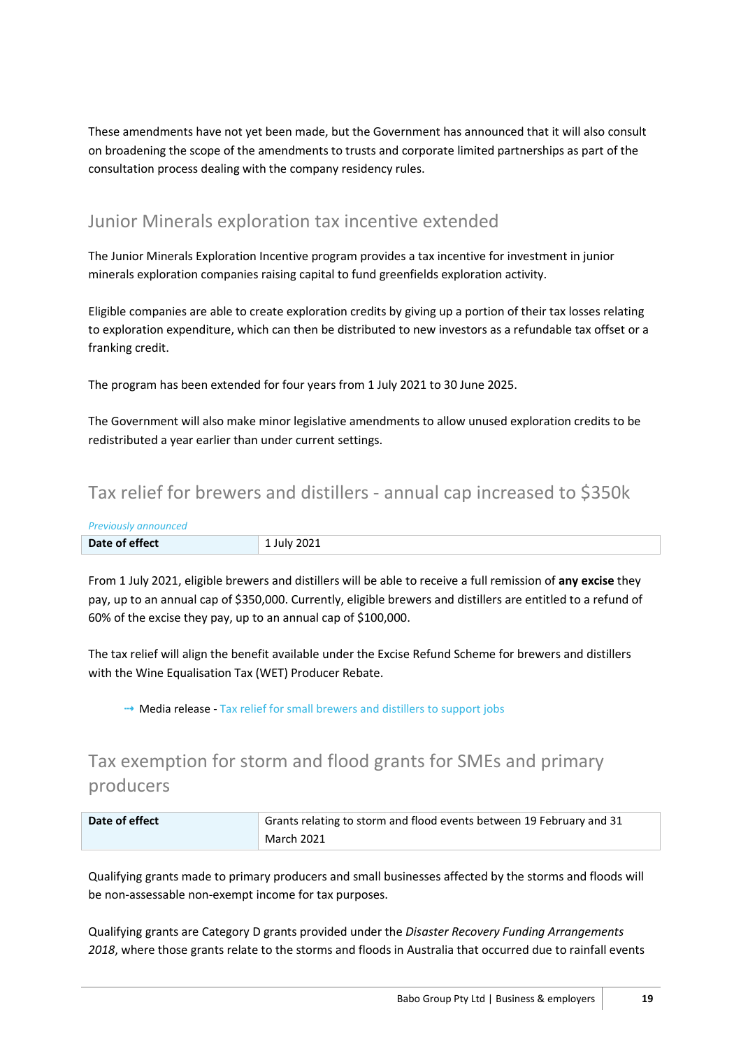These amendments have not yet been made, but the Government has announced that it will also consult on broadening the scope of the amendments to trusts and corporate limited partnerships as part of the consultation process dealing with the company residency rules.

## Junior Minerals exploration tax incentive extended

The Junior Minerals Exploration Incentive program provides a tax incentive for investment in junior minerals exploration companies raising capital to fund greenfields exploration activity.

Eligible companies are able to create exploration credits by giving up a portion of their tax losses relating to exploration expenditure, which can then be distributed to new investors as a refundable tax offset or a franking credit.

The program has been extended for four years from 1 July 2021 to 30 June 2025.

The Government will also make minor legislative amendments to allow unused exploration credits to be redistributed a year earlier than under current settings.

## Tax relief for brewers and distillers - annual cap increased to $350k

*Previously announced*

| **Date of effect** | 1 July 2021 |
|---|---|

From 1 July 2021, eligible brewers and distillers will be able to receive a full remission of **any excise** they pay, up to an annual cap of $350,000. Currently, eligible brewers and distillers are entitled to a refund of 60% of the excise they pay, up to an annual cap of $100,000.

The tax relief will align the benefit available under the Excise Refund Scheme for brewers and distillers with the Wine Equalisation Tax (WET) Producer Rebate.

- Media release - Tax relief for small brewers and distillers to support jobs

## Tax exemption for storm and flood grants for SMEs and primary producers

| **Date of effect** | Grants relating to storm and flood events between 19 February and 31 March 2021 |
|---|---|

Qualifying grants made to primary producers and small businesses affected by the storms and floods will be non-assessable non-exempt income for tax purposes.

Qualifying grants are Category D grants provided under the *Disaster Recovery Funding Arrangements 2018*, where those grants relate to the storms and floods in Australia that occurred due to rainfall events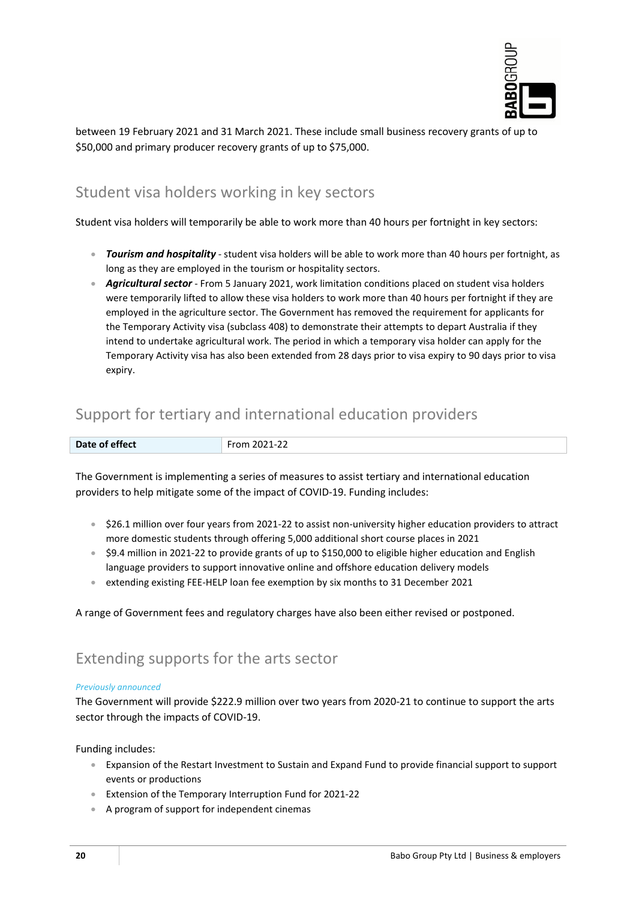between 19 February 2021 and 31 March 2021. These include small business recovery grants of up to $50,000 and primary producer recovery grants of up to $75,000.

## Student visa holders working in key sectors

Student visa holders will temporarily be able to work more than 40 hours per fortnight in key sectors:

- ***Tourism and hospitality*** - student visa holders will be able to work more than 40 hours per fortnight, as long as they are employed in the tourism or hospitality sectors.
- ***Agricultural sector*** - From 5 January 2021, work limitation conditions placed on student visa holders were temporarily lifted to allow these visa holders to work more than 40 hours per fortnight if they are employed in the agriculture sector. The Government has removed the requirement for applicants for the Temporary Activity visa (subclass 408) to demonstrate their attempts to depart Australia if they intend to undertake agricultural work. The period in which a temporary visa holder can apply for the Temporary Activity visa has also been extended from 28 days prior to visa expiry to 90 days prior to visa expiry.

## Support for tertiary and international education providers

| **Date of effect** | From 2021-22 |
|---|---|

The Government is implementing a series of measures to assist tertiary and international education providers to help mitigate some of the impact of COVID-19. Funding includes:

- $26.1 million over four years from 2021-22 to assist non-university higher education providers to attract more domestic students through offering 5,000 additional short course places in 2021
- $9.4 million in 2021-22 to provide grants of up to $150,000 to eligible higher education and English language providers to support innovative online and offshore education delivery models
- extending existing FEE-HELP loan fee exemption by six months to 31 December 2021

A range of Government fees and regulatory charges have also been either revised or postponed.

## Extending supports for the arts sector

*Previously announced*

The Government will provide $222.9 million over two years from 2020-21 to continue to support the arts sector through the impacts of COVID-19.

Funding includes:

- Expansion of the Restart Investment to Sustain and Expand Fund to provide financial support to support events or productions
- Extension of the Temporary Interruption Fund for 2021-22
- A program of support for independent cinemas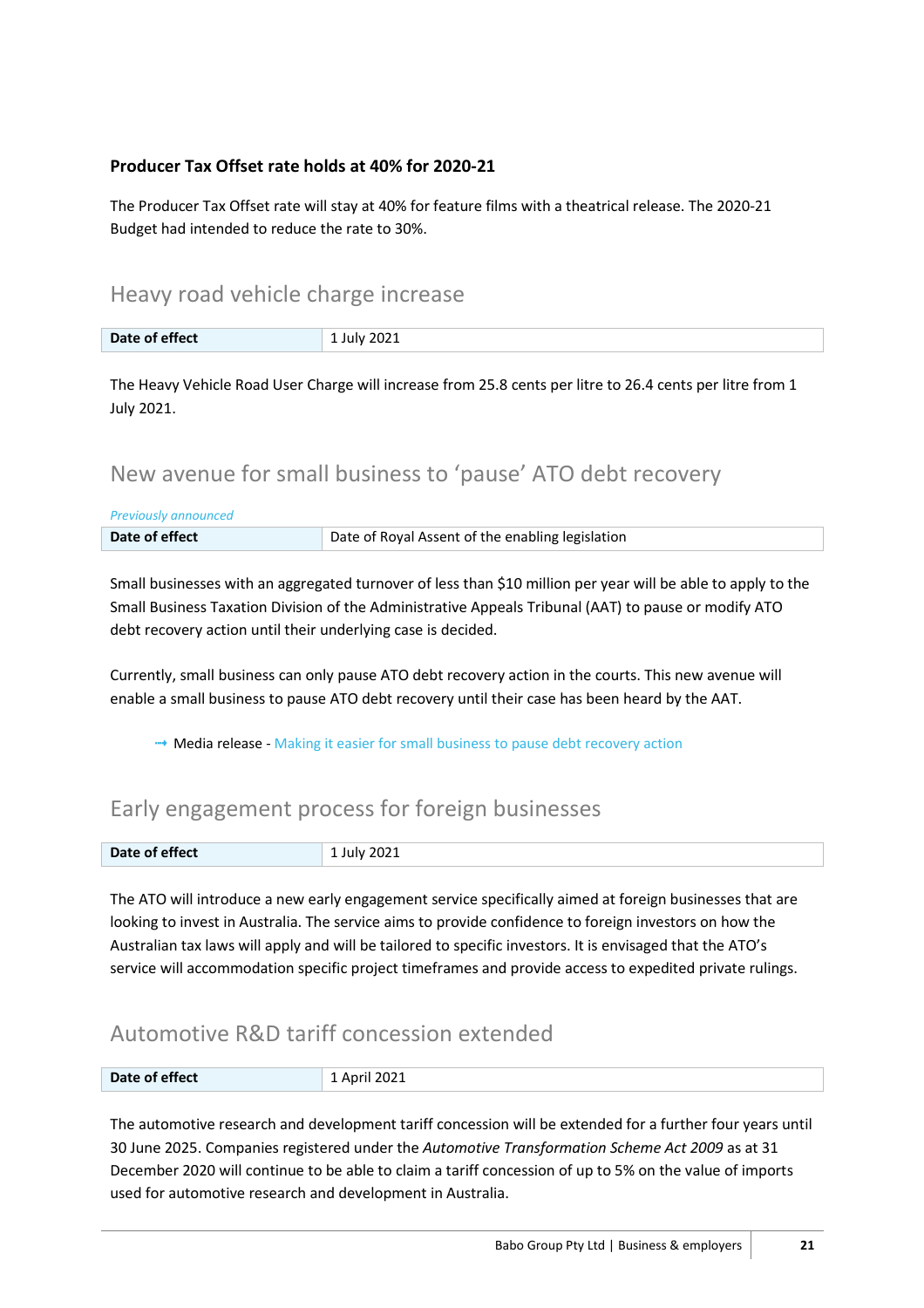### Producer Tax Offset rate holds at 40% for 2020-21

The Producer Tax Offset rate will stay at 40% for feature films with a theatrical release. The 2020-21 Budget had intended to reduce the rate to 30%.

## Heavy road vehicle charge increase

| **Date of effect** | 1 July 2021 |
|---|---|

The Heavy Vehicle Road User Charge will increase from 25.8 cents per litre to 26.4 cents per litre from 1 July 2021.

## New avenue for small business to 'pause' ATO debt recovery

*Previously announced*

| **Date of effect** | Date of Royal Assent of the enabling legislation |
|---|---|

Small businesses with an aggregated turnover of less than $10 million per year will be able to apply to the Small Business Taxation Division of the Administrative Appeals Tribunal (AAT) to pause or modify ATO debt recovery action until their underlying case is decided.

Currently, small business can only pause ATO debt recovery action in the courts. This new avenue will enable a small business to pause ATO debt recovery until their case has been heard by the AAT.

➟ Media release - Making it easier for small business to pause debt recovery action

## Early engagement process for foreign businesses

| **Date of effect** | 1 July 2021 |
|---|---|

The ATO will introduce a new early engagement service specifically aimed at foreign businesses that are looking to invest in Australia. The service aims to provide confidence to foreign investors on how the Australian tax laws will apply and will be tailored to specific investors. It is envisaged that the ATO's service will accommodation specific project timeframes and provide access to expedited private rulings.

## Automotive R&D tariff concession extended

| **Date of effect** | 1 April 2021 |
|---|---|

The automotive research and development tariff concession will be extended for a further four years until 30 June 2025. Companies registered under the *Automotive Transformation Scheme Act 2009* as at 31 December 2020 will continue to be able to claim a tariff concession of up to 5% on the value of imports used for automotive research and development in Australia.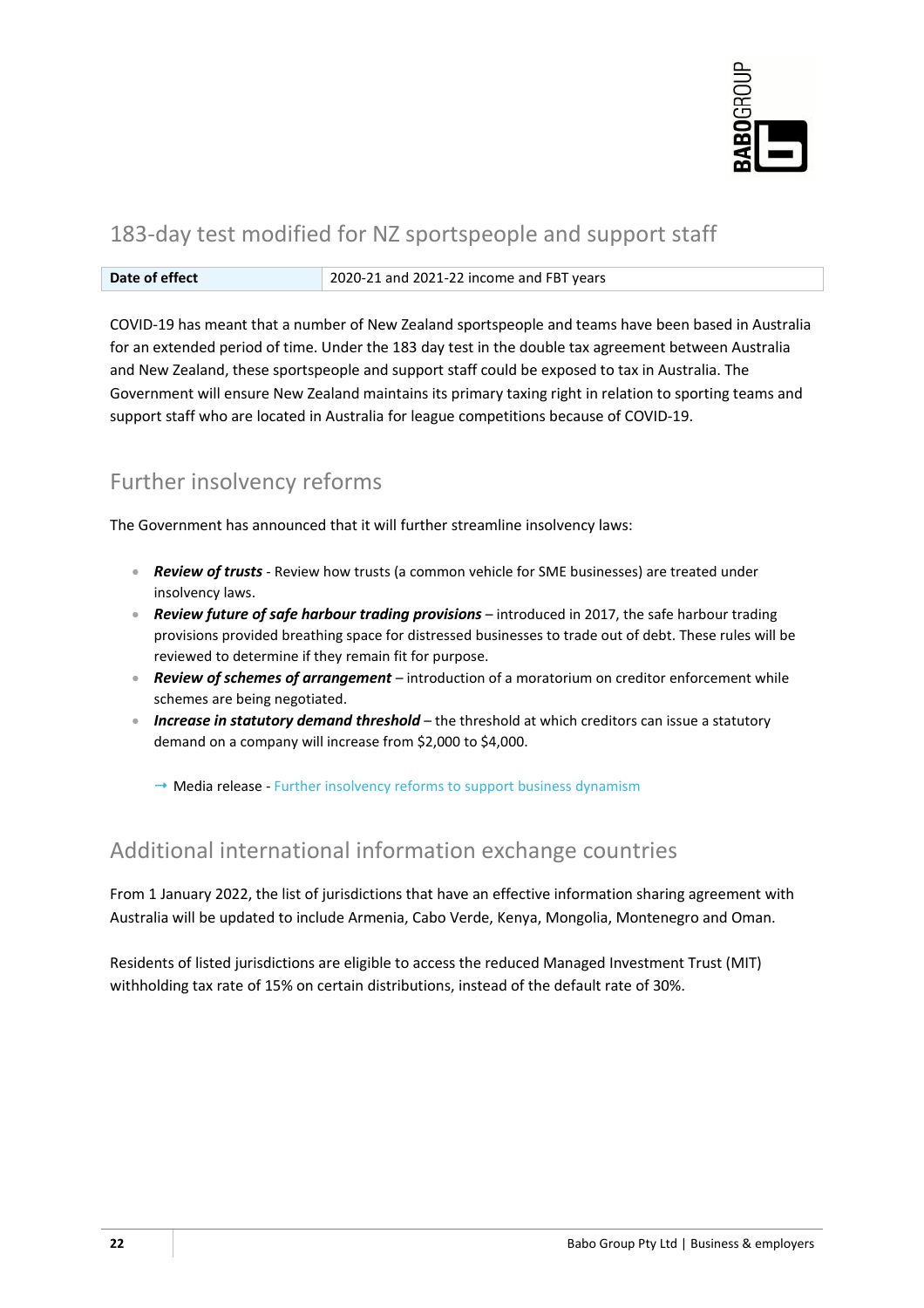## 183-day test modified for NZ sportspeople and support staff

| Date of effect | 2020-21 and 2021-22 income and FBT years |
|---|---|

COVID-19 has meant that a number of New Zealand sportspeople and teams have been based in Australia for an extended period of time. Under the 183 day test in the double tax agreement between Australia and New Zealand, these sportspeople and support staff could be exposed to tax in Australia. The Government will ensure New Zealand maintains its primary taxing right in relation to sporting teams and support staff who are located in Australia for league competitions because of COVID-19.

## Further insolvency reforms

The Government has announced that it will further streamline insolvency laws:

- ***Review of trusts*** - Review how trusts (a common vehicle for SME businesses) are treated under insolvency laws.
- ***Review future of safe harbour trading provisions*** – introduced in 2017, the safe harbour trading provisions provided breathing space for distressed businesses to trade out of debt. These rules will be reviewed to determine if they remain fit for purpose.
- ***Review of schemes of arrangement*** – introduction of a moratorium on creditor enforcement while schemes are being negotiated.
- ***Increase in statutory demand threshold*** – the threshold at which creditors can issue a statutory demand on a company will increase from $2,000 to $4,000.

→ Media release - Further insolvency reforms to support business dynamism

## Additional international information exchange countries

From 1 January 2022, the list of jurisdictions that have an effective information sharing agreement with Australia will be updated to include Armenia, Cabo Verde, Kenya, Mongolia, Montenegro and Oman.

Residents of listed jurisdictions are eligible to access the reduced Managed Investment Trust (MIT) withholding tax rate of 15% on certain distributions, instead of the default rate of 30%.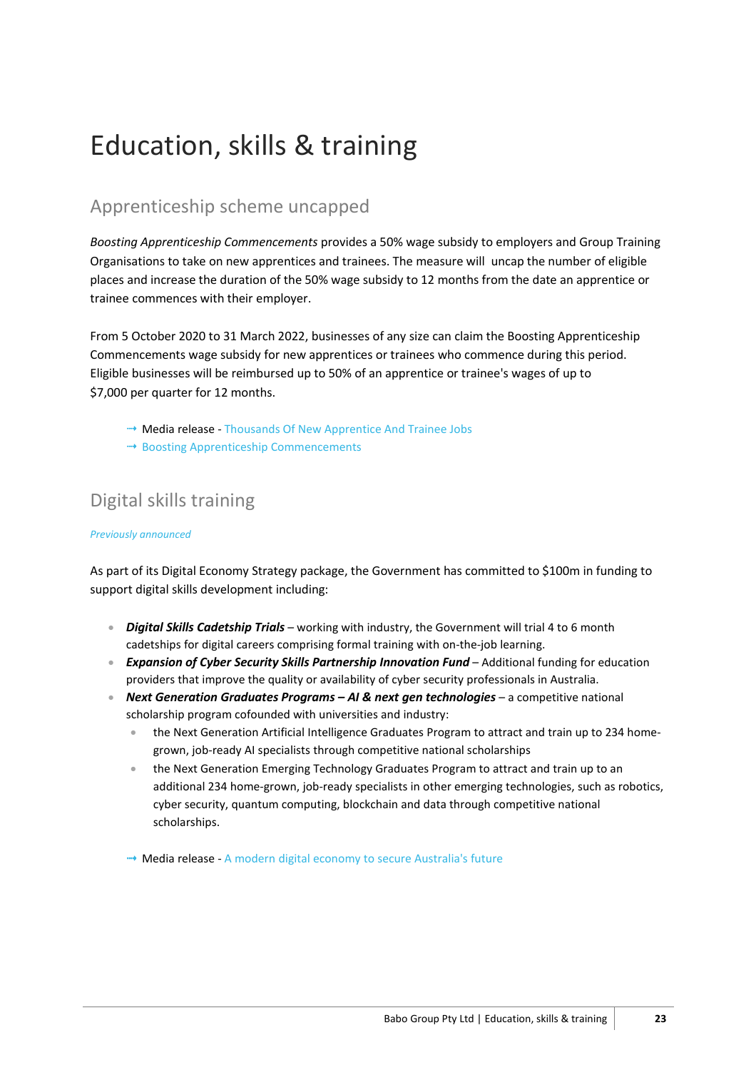# Education, skills & training

## Apprenticeship scheme uncapped

*Boosting Apprenticeship Commencements* provides a 50% wage subsidy to employers and Group Training Organisations to take on new apprentices and trainees. The measure will  uncap the number of eligible places and increase the duration of the 50% wage subsidy to 12 months from the date an apprentice or trainee commences with their employer.

From 5 October 2020 to 31 March 2022, businesses of any size can claim the Boosting Apprenticeship Commencements wage subsidy for new apprentices or trainees who commence during this period. Eligible businesses will be reimbursed up to 50% of an apprentice or trainee's wages of up to $7,000 per quarter for 12 months.

- → Media release - Thousands Of New Apprentice And Trainee Jobs
- → Boosting Apprenticeship Commencements

## Digital skills training

*Previously announced*

As part of its Digital Economy Strategy package, the Government has committed to $100m in funding to support digital skills development including:

- ***Digital Skills Cadetship Trials*** – working with industry, the Government will trial 4 to 6 month cadetships for digital careers comprising formal training with on-the-job learning.
- ***Expansion of Cyber Security Skills Partnership Innovation Fund*** – Additional funding for education providers that improve the quality or availability of cyber security professionals in Australia.
- ***Next Generation Graduates Programs – AI & next gen technologies*** – a competitive national scholarship program cofounded with universities and industry:
  - the Next Generation Artificial Intelligence Graduates Program to attract and train up to 234 home-grown, job-ready AI specialists through competitive national scholarships
  - the Next Generation Emerging Technology Graduates Program to attract and train up to an additional 234 home-grown, job-ready specialists in other emerging technologies, such as robotics, cyber security, quantum computing, blockchain and data through competitive national scholarships.

- → Media release - A modern digital economy to secure Australia's future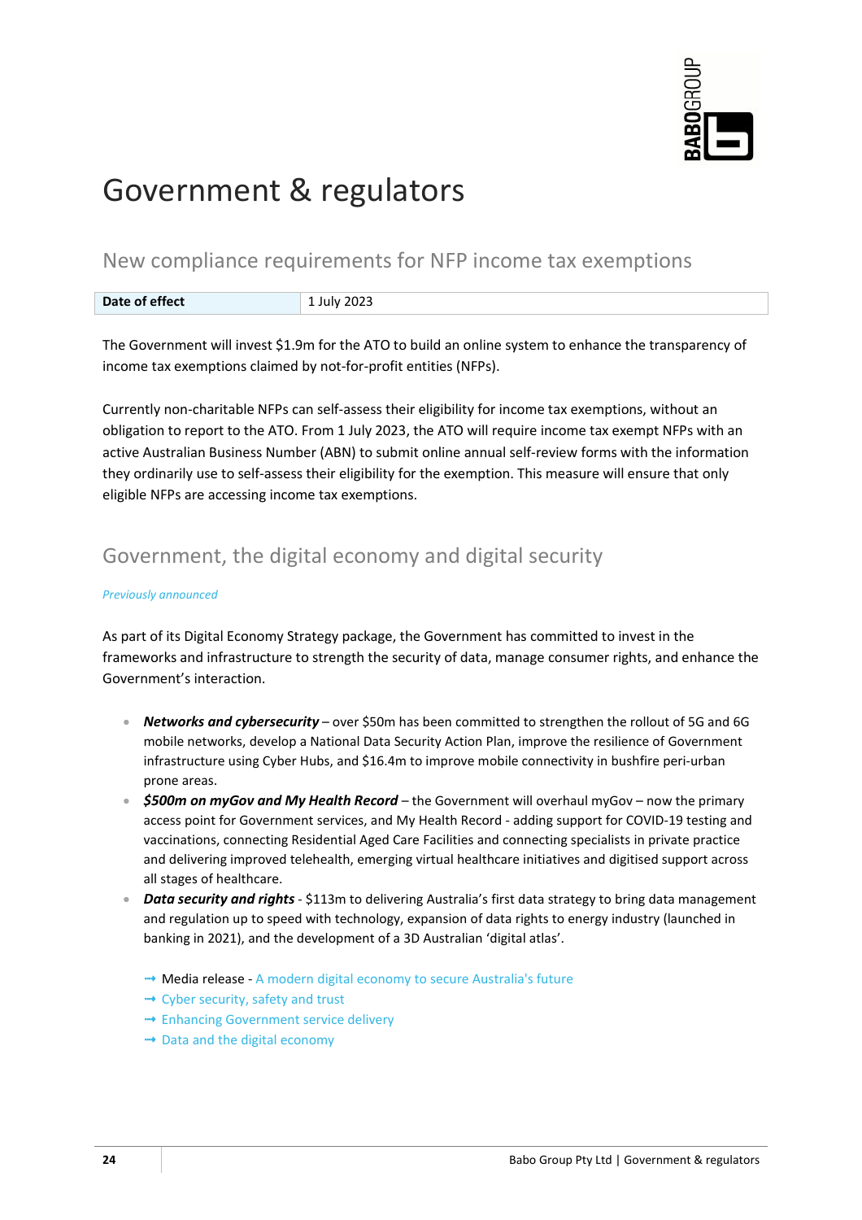# Government & regulators

## New compliance requirements for NFP income tax exemptions

| Date of effect | 1 July 2023 |
| --- | --- |

The Government will invest $1.9m for the ATO to build an online system to enhance the transparency of income tax exemptions claimed by not-for-profit entities (NFPs).

Currently non-charitable NFPs can self-assess their eligibility for income tax exemptions, without an obligation to report to the ATO. From 1 July 2023, the ATO will require income tax exempt NFPs with an active Australian Business Number (ABN) to submit online annual self-review forms with the information they ordinarily use to self-assess their eligibility for the exemption. This measure will ensure that only eligible NFPs are accessing income tax exemptions.

## Government, the digital economy and digital security

*Previously announced*

As part of its Digital Economy Strategy package, the Government has committed to invest in the frameworks and infrastructure to strength the security of data, manage consumer rights, and enhance the Government's interaction.

- ***Networks and cybersecurity*** – over $50m has been committed to strengthen the rollout of 5G and 6G mobile networks, develop a National Data Security Action Plan, improve the resilience of Government infrastructure using Cyber Hubs, and $16.4m to improve mobile connectivity in bushfire peri-urban prone areas.
- ***$500m on myGov and My Health Record*** – the Government will overhaul myGov – now the primary access point for Government services, and My Health Record - adding support for COVID-19 testing and vaccinations, connecting Residential Aged Care Facilities and connecting specialists in private practice and delivering improved telehealth, emerging virtual healthcare initiatives and digitised support across all stages of healthcare.
- ***Data security and rights*** - $113m to delivering Australia's first data strategy to bring data management and regulation up to speed with technology, expansion of data rights to energy industry (launched in banking in 2021), and the development of a 3D Australian 'digital atlas'.

→ Media release - A modern digital economy to secure Australia's future
→ Cyber security, safety and trust
→ Enhancing Government service delivery
→ Data and the digital economy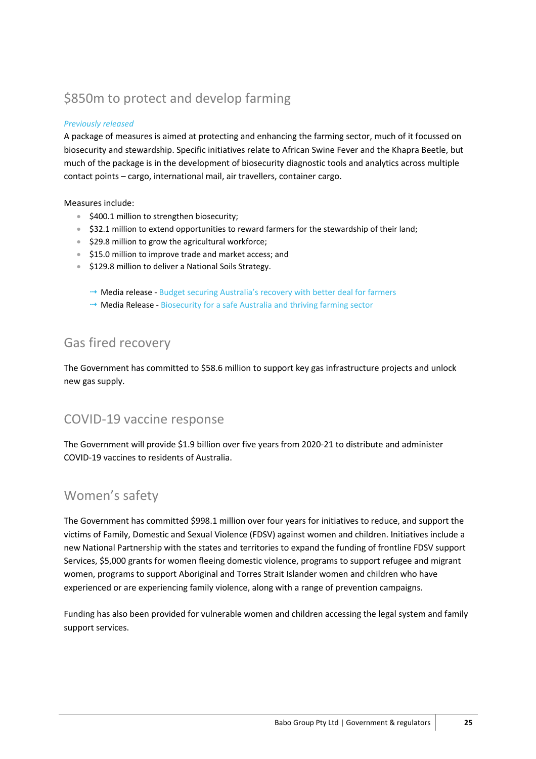## $850m to protect and develop farming

*Previously released*

A package of measures is aimed at protecting and enhancing the farming sector, much of it focussed on biosecurity and stewardship. Specific initiatives relate to African Swine Fever and the Khapra Beetle, but much of the package is in the development of biosecurity diagnostic tools and analytics across multiple contact points – cargo, international mail, air travellers, container cargo.

Measures include:

- $400.1 million to strengthen biosecurity;
- $32.1 million to extend opportunities to reward farmers for the stewardship of their land;
- $29.8 million to grow the agricultural workforce;
- $15.0 million to improve trade and market access; and
- $129.8 million to deliver a National Soils Strategy.

→ Media release - Budget securing Australia's recovery with better deal for farmers
→ Media Release - Biosecurity for a safe Australia and thriving farming sector

## Gas fired recovery

The Government has committed to $58.6 million to support key gas infrastructure projects and unlock new gas supply.

## COVID-19 vaccine response

The Government will provide $1.9 billion over five years from 2020-21 to distribute and administer COVID-19 vaccines to residents of Australia.

## Women's safety

The Government has committed $998.1 million over four years for initiatives to reduce, and support the victims of Family, Domestic and Sexual Violence (FDSV) against women and children. Initiatives include a new National Partnership with the states and territories to expand the funding of frontline FDSV support Services, $5,000 grants for women fleeing domestic violence, programs to support refugee and migrant women, programs to support Aboriginal and Torres Strait Islander women and children who have experienced or are experiencing family violence, along with a range of prevention campaigns.

Funding has also been provided for vulnerable women and children accessing the legal system and family support services.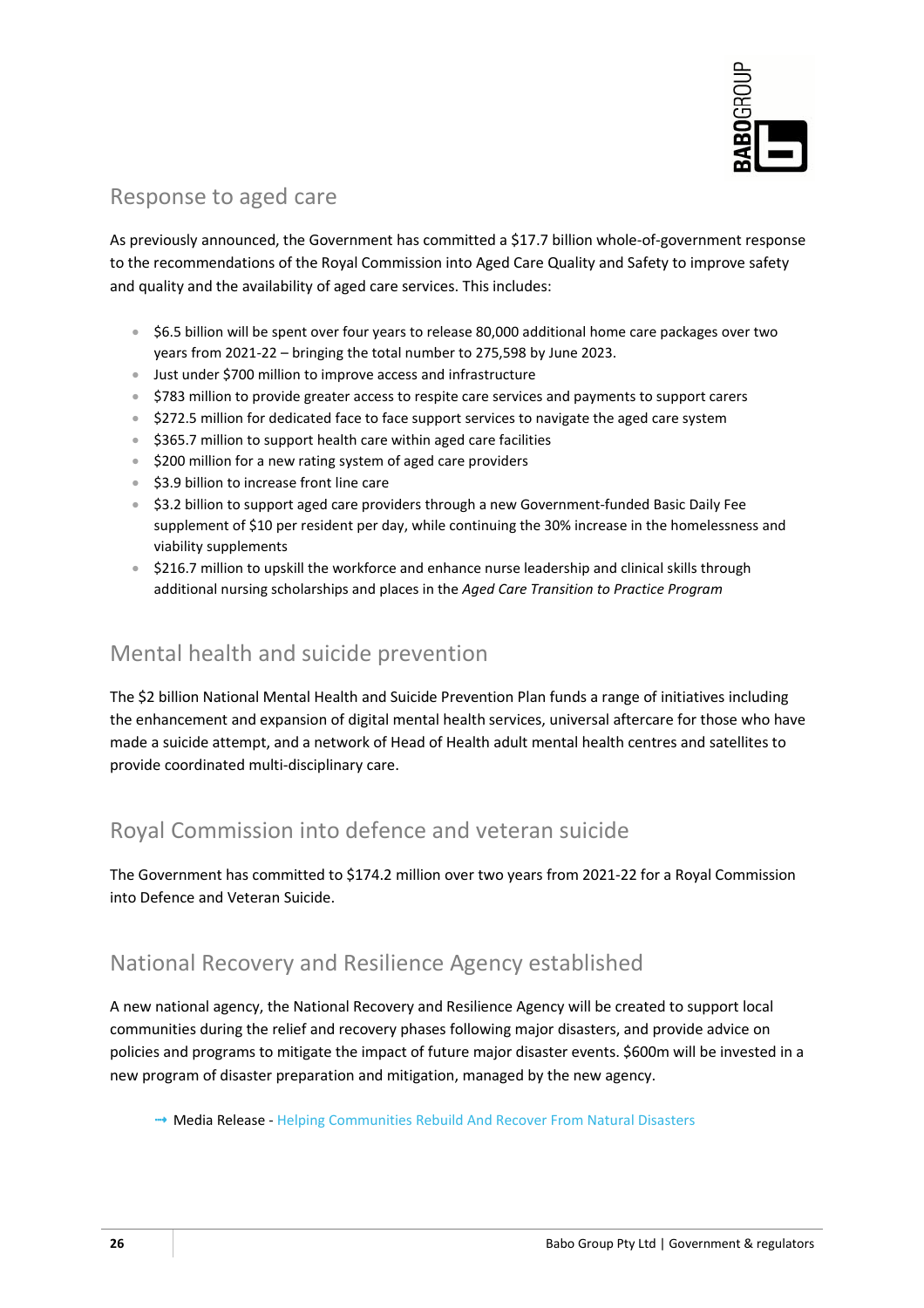## Response to aged care

As previously announced, the Government has committed a $17.7 billion whole-of-government response to the recommendations of the Royal Commission into Aged Care Quality and Safety to improve safety and quality and the availability of aged care services. This includes:

- $6.5 billion will be spent over four years to release 80,000 additional home care packages over two years from 2021-22 – bringing the total number to 275,598 by June 2023.
- Just under $700 million to improve access and infrastructure
- $783 million to provide greater access to respite care services and payments to support carers
- $272.5 million for dedicated face to face support services to navigate the aged care system
- $365.7 million to support health care within aged care facilities
- $200 million for a new rating system of aged care providers
- $3.9 billion to increase front line care
- $3.2 billion to support aged care providers through a new Government-funded Basic Daily Fee supplement of $10 per resident per day, while continuing the 30% increase in the homelessness and viability supplements
- $216.7 million to upskill the workforce and enhance nurse leadership and clinical skills through additional nursing scholarships and places in the *Aged Care Transition to Practice Program*

## Mental health and suicide prevention

The $2 billion National Mental Health and Suicide Prevention Plan funds a range of initiatives including the enhancement and expansion of digital mental health services, universal aftercare for those who have made a suicide attempt, and a network of Head of Health adult mental health centres and satellites to provide coordinated multi-disciplinary care.

## Royal Commission into defence and veteran suicide

The Government has committed to $174.2 million over two years from 2021-22 for a Royal Commission into Defence and Veteran Suicide.

## National Recovery and Resilience Agency established

A new national agency, the National Recovery and Resilience Agency will be created to support local communities during the relief and recovery phases following major disasters, and provide advice on policies and programs to mitigate the impact of future major disaster events. $600m will be invested in a new program of disaster preparation and mitigation, managed by the new agency.

→ Media Release - Helping Communities Rebuild And Recover From Natural Disasters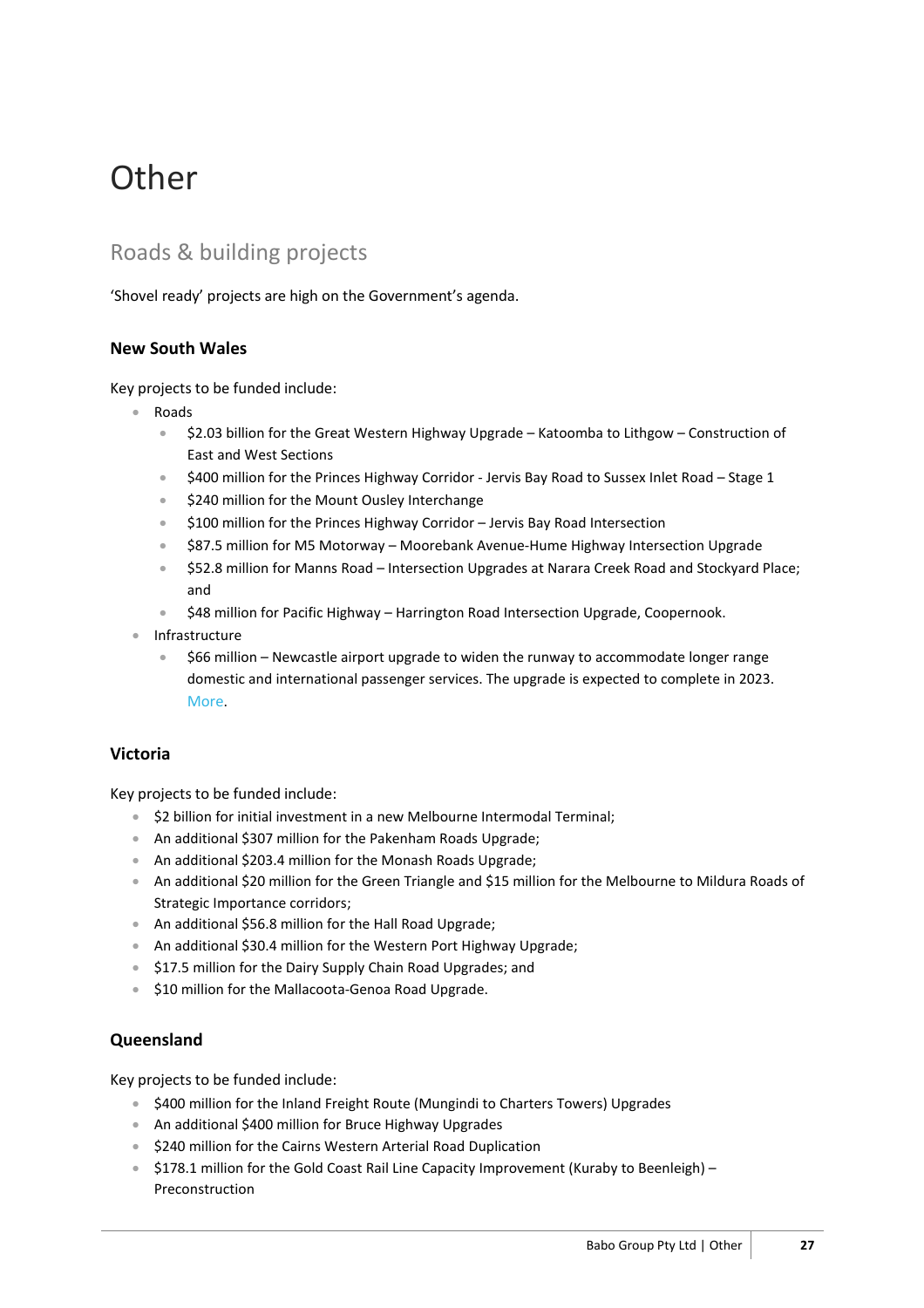# Other

## Roads & building projects

'Shovel ready' projects are high on the Government's agenda.

### New South Wales

Key projects to be funded include:

- Roads
  - $2.03 billion for the Great Western Highway Upgrade – Katoomba to Lithgow – Construction of East and West Sections
  - $400 million for the Princes Highway Corridor - Jervis Bay Road to Sussex Inlet Road – Stage 1
  - $240 million for the Mount Ousley Interchange
  - $100 million for the Princes Highway Corridor – Jervis Bay Road Intersection
  - $87.5 million for M5 Motorway – Moorebank Avenue-Hume Highway Intersection Upgrade
  - $52.8 million for Manns Road – Intersection Upgrades at Narara Creek Road and Stockyard Place; and
  - $48 million for Pacific Highway – Harrington Road Intersection Upgrade, Coopernook.
- Infrastructure
  - $66 million – Newcastle airport upgrade to widen the runway to accommodate longer range domestic and international passenger services. The upgrade is expected to complete in 2023. More.

### Victoria

Key projects to be funded include:

- $2 billion for initial investment in a new Melbourne Intermodal Terminal;
- An additional $307 million for the Pakenham Roads Upgrade;
- An additional $203.4 million for the Monash Roads Upgrade;
- An additional $20 million for the Green Triangle and $15 million for the Melbourne to Mildura Roads of Strategic Importance corridors;
- An additional $56.8 million for the Hall Road Upgrade;
- An additional $30.4 million for the Western Port Highway Upgrade;
- $17.5 million for the Dairy Supply Chain Road Upgrades; and
- $10 million for the Mallacoota-Genoa Road Upgrade.

### Queensland

Key projects to be funded include:

- $400 million for the Inland Freight Route (Mungindi to Charters Towers) Upgrades
- An additional $400 million for Bruce Highway Upgrades
- $240 million for the Cairns Western Arterial Road Duplication
- $178.1 million for the Gold Coast Rail Line Capacity Improvement (Kuraby to Beenleigh) – Preconstruction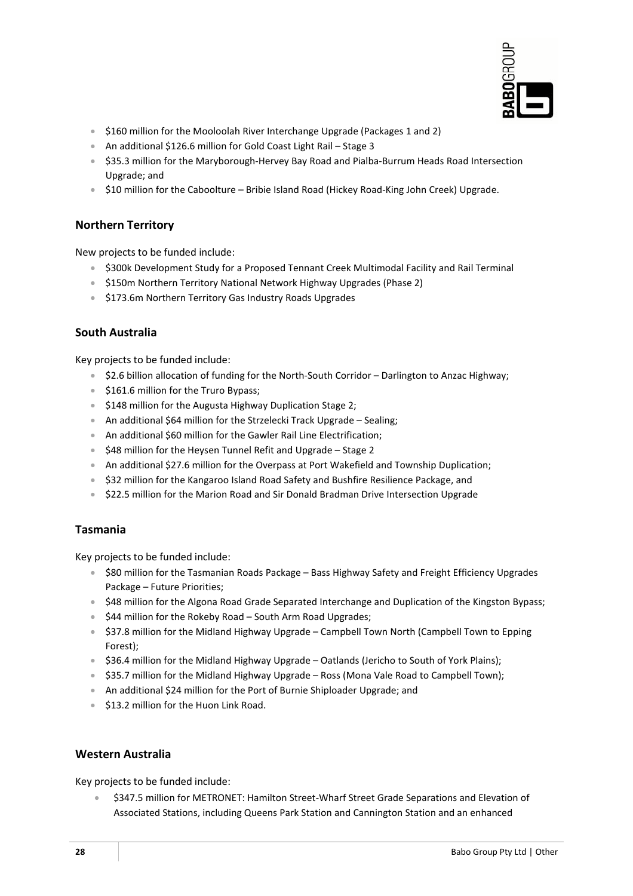- $160 million for the Mooloolah River Interchange Upgrade (Packages 1 and 2)
- An additional $126.6 million for Gold Coast Light Rail – Stage 3
- $35.3 million for the Maryborough-Hervey Bay Road and Pialba-Burrum Heads Road Intersection Upgrade; and
- $10 million for the Caboolture – Bribie Island Road (Hickey Road-King John Creek) Upgrade.

### Northern Territory

New projects to be funded include:

- $300k Development Study for a Proposed Tennant Creek Multimodal Facility and Rail Terminal
- $150m Northern Territory National Network Highway Upgrades (Phase 2)
- $173.6m Northern Territory Gas Industry Roads Upgrades

### South Australia

Key projects to be funded include:

- $2.6 billion allocation of funding for the North-South Corridor – Darlington to Anzac Highway;
- $161.6 million for the Truro Bypass;
- $148 million for the Augusta Highway Duplication Stage 2;
- An additional $64 million for the Strzelecki Track Upgrade – Sealing;
- An additional $60 million for the Gawler Rail Line Electrification;
- $48 million for the Heysen Tunnel Refit and Upgrade – Stage 2
- An additional $27.6 million for the Overpass at Port Wakefield and Township Duplication;
- $32 million for the Kangaroo Island Road Safety and Bushfire Resilience Package, and
- $22.5 million for the Marion Road and Sir Donald Bradman Drive Intersection Upgrade

### Tasmania

Key projects to be funded include:

- $80 million for the Tasmanian Roads Package – Bass Highway Safety and Freight Efficiency Upgrades Package – Future Priorities;
- $48 million for the Algona Road Grade Separated Interchange and Duplication of the Kingston Bypass;
- $44 million for the Rokeby Road – South Arm Road Upgrades;
- $37.8 million for the Midland Highway Upgrade – Campbell Town North (Campbell Town to Epping Forest);
- $36.4 million for the Midland Highway Upgrade – Oatlands (Jericho to South of York Plains);
- $35.7 million for the Midland Highway Upgrade – Ross (Mona Vale Road to Campbell Town);
- An additional $24 million for the Port of Burnie Shiploader Upgrade; and
- $13.2 million for the Huon Link Road.

### Western Australia

Key projects to be funded include:

- $347.5 million for METRONET: Hamilton Street-Wharf Street Grade Separations and Elevation of Associated Stations, including Queens Park Station and Cannington Station and an enhanced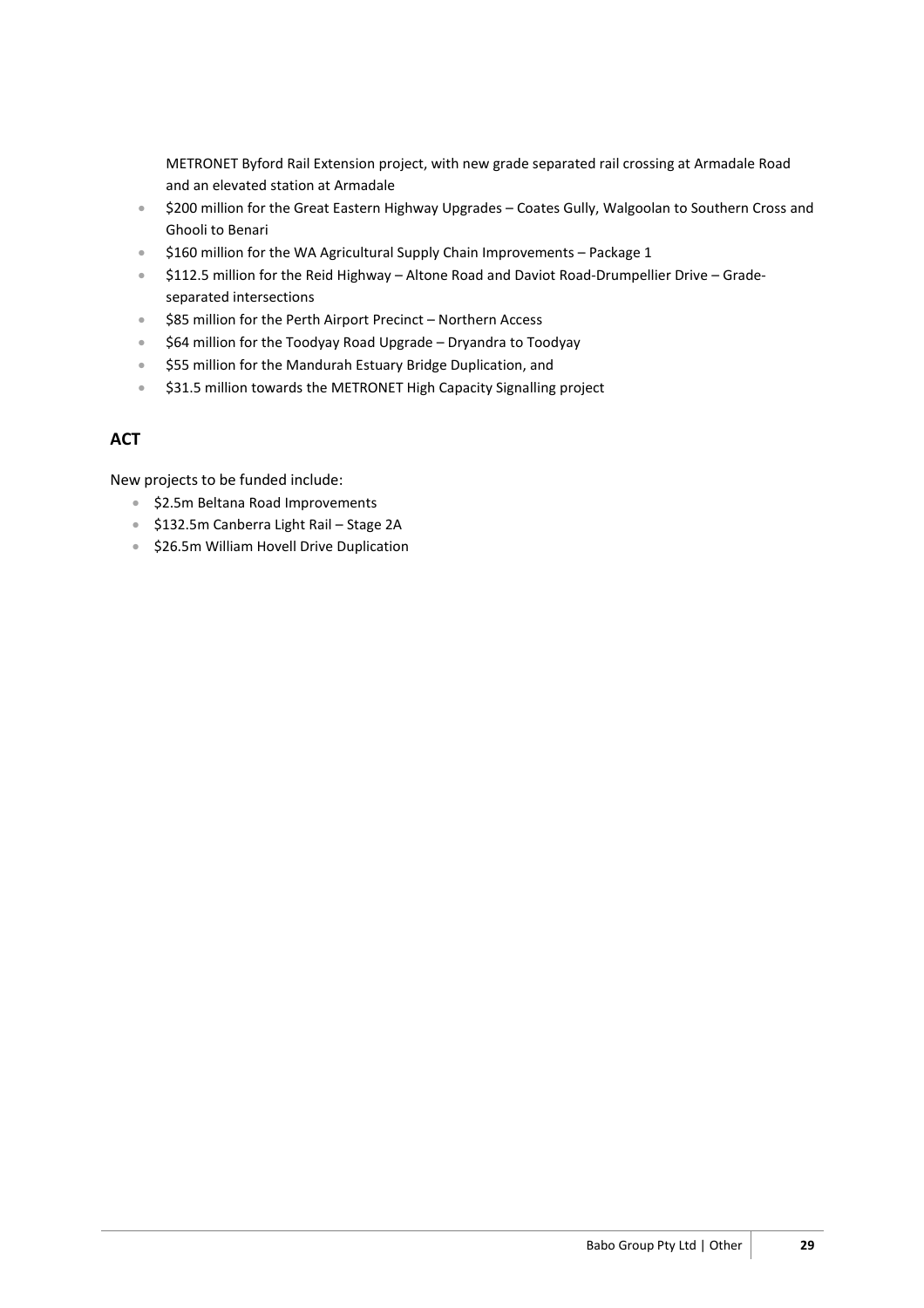METRONET Byford Rail Extension project, with new grade separated rail crossing at Armadale Road and an elevated station at Armadale

- $200 million for the Great Eastern Highway Upgrades – Coates Gully, Walgoolan to Southern Cross and Ghooli to Benari
- $160 million for the WA Agricultural Supply Chain Improvements – Package 1
- $112.5 million for the Reid Highway – Altone Road and Daviot Road-Drumpellier Drive – Grade-separated intersections
- $85 million for the Perth Airport Precinct – Northern Access
- $64 million for the Toodyay Road Upgrade – Dryandra to Toodyay
- $55 million for the Mandurah Estuary Bridge Duplication, and
- $31.5 million towards the METRONET High Capacity Signalling project

## ACT

New projects to be funded include:

- $2.5m Beltana Road Improvements
- $132.5m Canberra Light Rail – Stage 2A
- $26.5m William Hovell Drive Duplication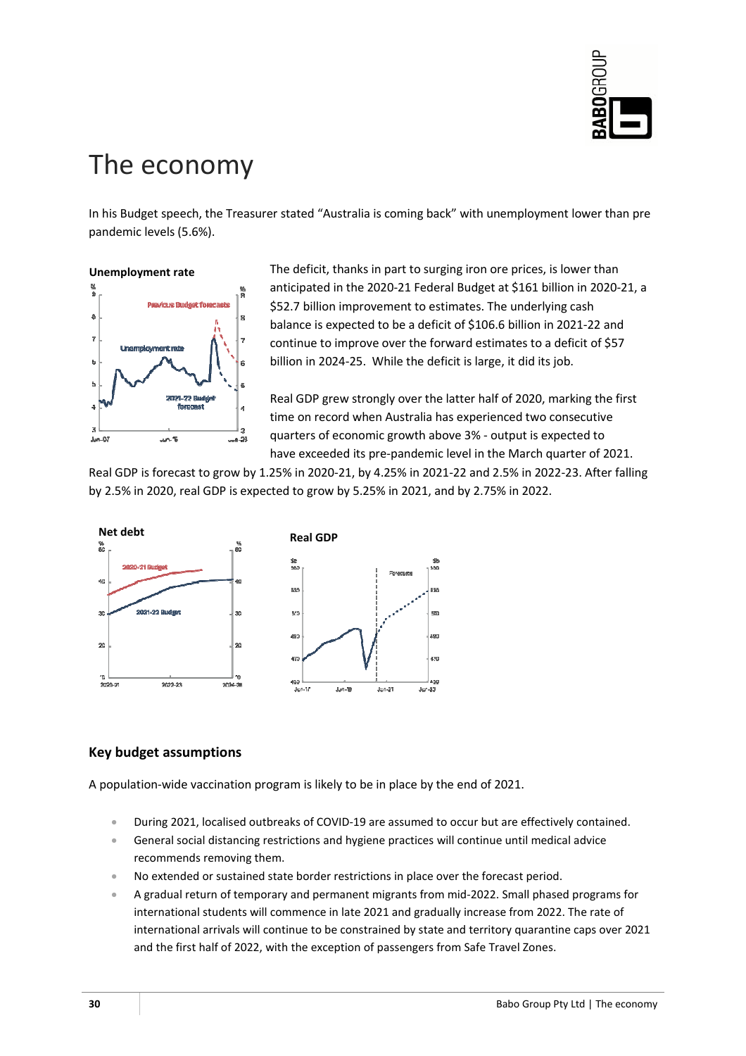# The economy

In his Budget speech, the Treasurer stated "Australia is coming back" with unemployment lower than pre pandemic levels (5.6%).

**Unemployment rate**

The deficit, thanks in part to surging iron ore prices, is lower than anticipated in the 2020-21 Federal Budget at $161 billion in 2020-21, a $52.7 billion improvement to estimates. The underlying cash balance is expected to be a deficit of $106.6 billion in 2021-22 and continue to improve over the forward estimates to a deficit of $57 billion in 2024-25. While the deficit is large, it did its job.

Real GDP grew strongly over the latter half of 2020, marking the first time on record when Australia has experienced two consecutive quarters of economic growth above 3% - output is expected to have exceeded its pre-pandemic level in the March quarter of 2021.

Real GDP is forecast to grow by 1.25% in 2020-21, by 4.25% in 2021-22 and 2.5% in 2022-23. After falling by 2.5% in 2020, real GDP is expected to grow by 5.25% in 2021, and by 2.75% in 2022.

**Net debt**

**Real GDP**

## Key budget assumptions

A population-wide vaccination program is likely to be in place by the end of 2021.

- During 2021, localised outbreaks of COVID-19 are assumed to occur but are effectively contained.
- General social distancing restrictions and hygiene practices will continue until medical advice recommends removing them.
- No extended or sustained state border restrictions in place over the forecast period.
- A gradual return of temporary and permanent migrants from mid-2022. Small phased programs for international students will commence in late 2021 and gradually increase from 2022. The rate of international arrivals will continue to be constrained by state and territory quarantine caps over 2021 and the first half of 2022, with the exception of passengers from Safe Travel Zones.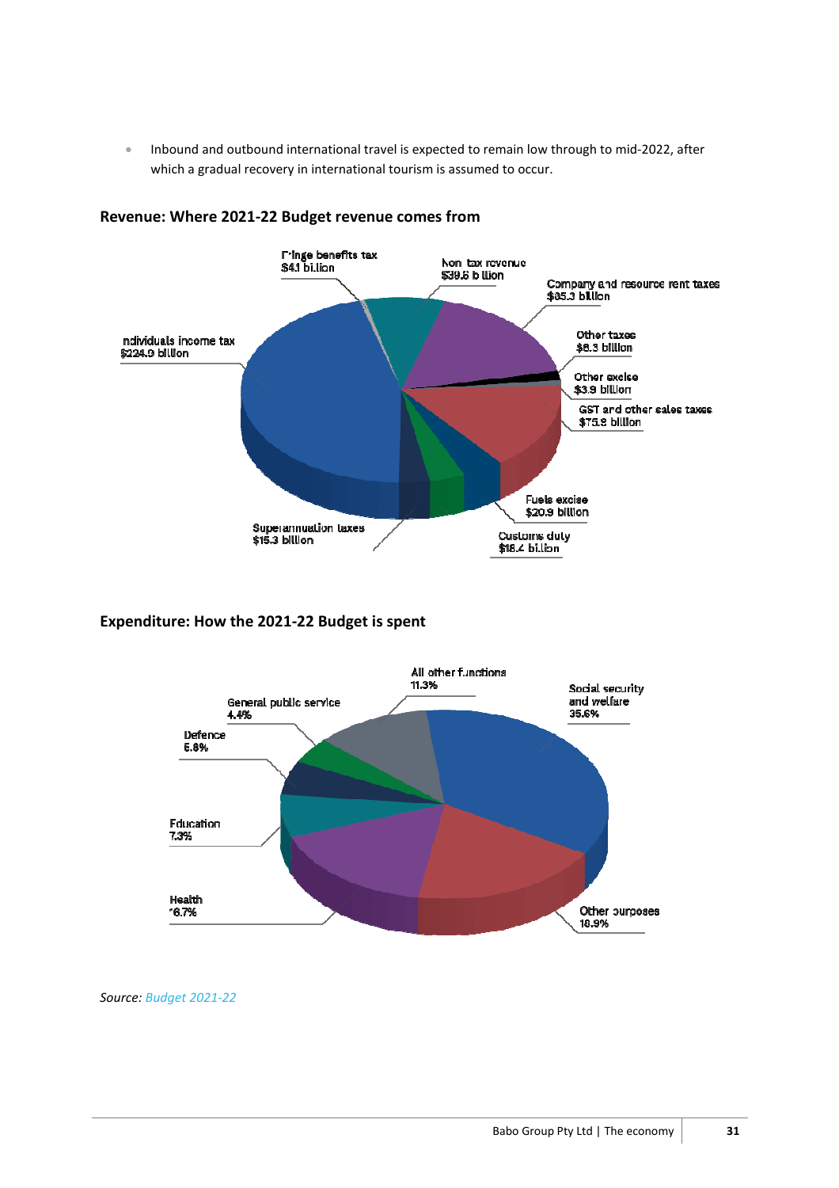- Inbound and outbound international travel is expected to remain low through to mid-2022, after which a gradual recovery in international tourism is assumed to occur.

### Revenue: Where 2021-22 Budget revenue comes from

Fringe benefits tax
$4.1 billion

Non tax revenue
$39.6 billion

Company and resource rent taxes
$85.3 billion

Individuals income tax
$224.9 billion

Other taxes
$8.3 billion

Other excise
$3.9 billion

GST and other sales taxes
$75.9 billion

Fuels excise
$20.9 billion

Superannuation taxes
$15.3 billion

Customs duty
$18.4 billion

### Expenditure: How the 2021-22 Budget is spent

All other functions
11.3%

General public service
4.4%

Social security and welfare
35.6%

Defence
5.8%

Education
7.3%

Health
16.7%

Other purposes
18.9%

*Source: Budget 2021-22*